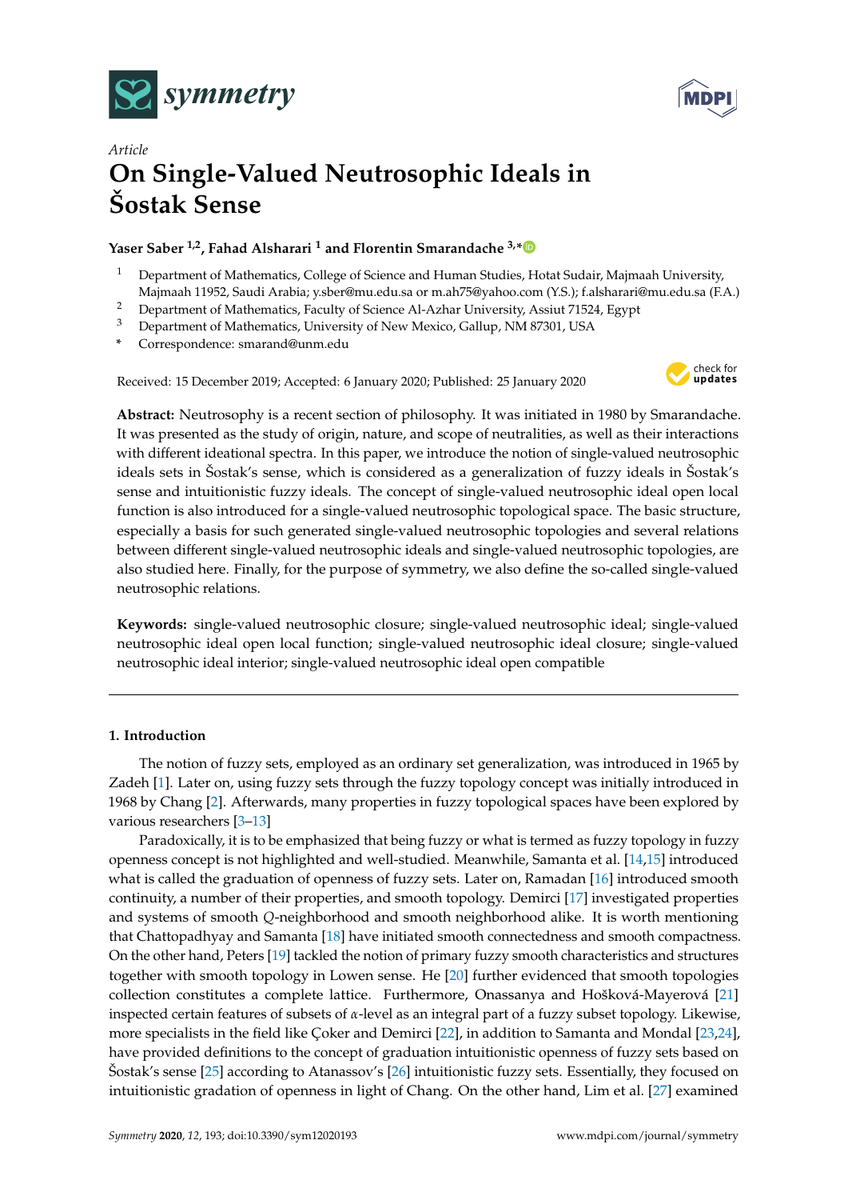*Article*

# On Single-Valued Neutrosophic Ideals in Šostak Sense

**Yaser Saber [1,2], Fahad Alsharari [1] and Florentin Smarandache [3,*]**

[1] Department of Mathematics, College of Science and Human Studies, Hotat Sudair, Majmaah University, Majmaah 11952, Saudi Arabia; y.sber@mu.edu.sa or m.ah75@yahoo.com (Y.S.); f.alsharari@mu.edu.sa (F.A.)

[2] Department of Mathematics, Faculty of Science Al-Azhar University, Assiut 71524, Egypt

[3] Department of Mathematics, University of New Mexico, Gallup, NM 87301, USA

\* Correspondence: smarand@unm.edu

Received: 15 December 2019; Accepted: 6 January 2020; Published: 25 January 2020

**Abstract:** Neutrosophy is a recent section of philosophy. It was initiated in 1980 by Smarandache. It was presented as the study of origin, nature, and scope of neutralities, as well as their interactions with different ideational spectra. In this paper, we introduce the notion of single-valued neutrosophic ideals sets in Šostak's sense, which is considered as a generalization of fuzzy ideals in Šostak's sense and intuitionistic fuzzy ideals. The concept of single-valued neutrosophic ideal open local function is also introduced for a single-valued neutrosophic topological space. The basic structure, especially a basis for such generated single-valued neutrosophic topologies and several relations between different single-valued neutrosophic ideals and single-valued neutrosophic topologies, are also studied here. Finally, for the purpose of symmetry, we also define the so-called single-valued neutrosophic relations.

**Keywords:** single-valued neutrosophic closure; single-valued neutrosophic ideal; single-valued neutrosophic ideal open local function; single-valued neutrosophic ideal closure; single-valued neutrosophic ideal interior; single-valued neutrosophic ideal open compatible

---

## 1. Introduction

The notion of fuzzy sets, employed as an ordinary set generalization, was introduced in 1965 by Zadeh [1]. Later on, using fuzzy sets through the fuzzy topology concept was initially introduced in 1968 by Chang [2]. Afterwards, many properties in fuzzy topological spaces have been explored by various researchers [3–13]

Paradoxically, it is to be emphasized that being fuzzy or what is termed as fuzzy topology in fuzzy openness concept is not highlighted and well-studied. Meanwhile, Samanta et al. [14,15] introduced what is called the graduation of openness of fuzzy sets. Later on, Ramadan [16] introduced smooth continuity, a number of their properties, and smooth topology. Demirci [17] investigated properties and systems of smooth $Q$-neighborhood and smooth neighborhood alike. It is worth mentioning that Chattopadhyay and Samanta [18] have initiated smooth connectedness and smooth compactness. On the other hand, Peters [19] tackled the notion of primary fuzzy smooth characteristics and structures together with smooth topology in Lowen sense. He [20] further evidenced that smooth topologies collection constitutes a complete lattice. Furthermore, Onassanya and Hošková-Mayerová [21] inspected certain features of subsets of $\alpha$-level as an integral part of a fuzzy subset topology. Likewise, more specialists in the field like Çoker and Demirci [22], in addition to Samanta and Mondal [23,24], have provided definitions to the concept of graduation intuitionistic openness of fuzzy sets based on Šostak's sense [25] according to Atanassov's [26] intuitionistic fuzzy sets. Essentially, they focused on intuitionistic gradation of openness in light of Chang. On the other hand, Lim et al. [27] examined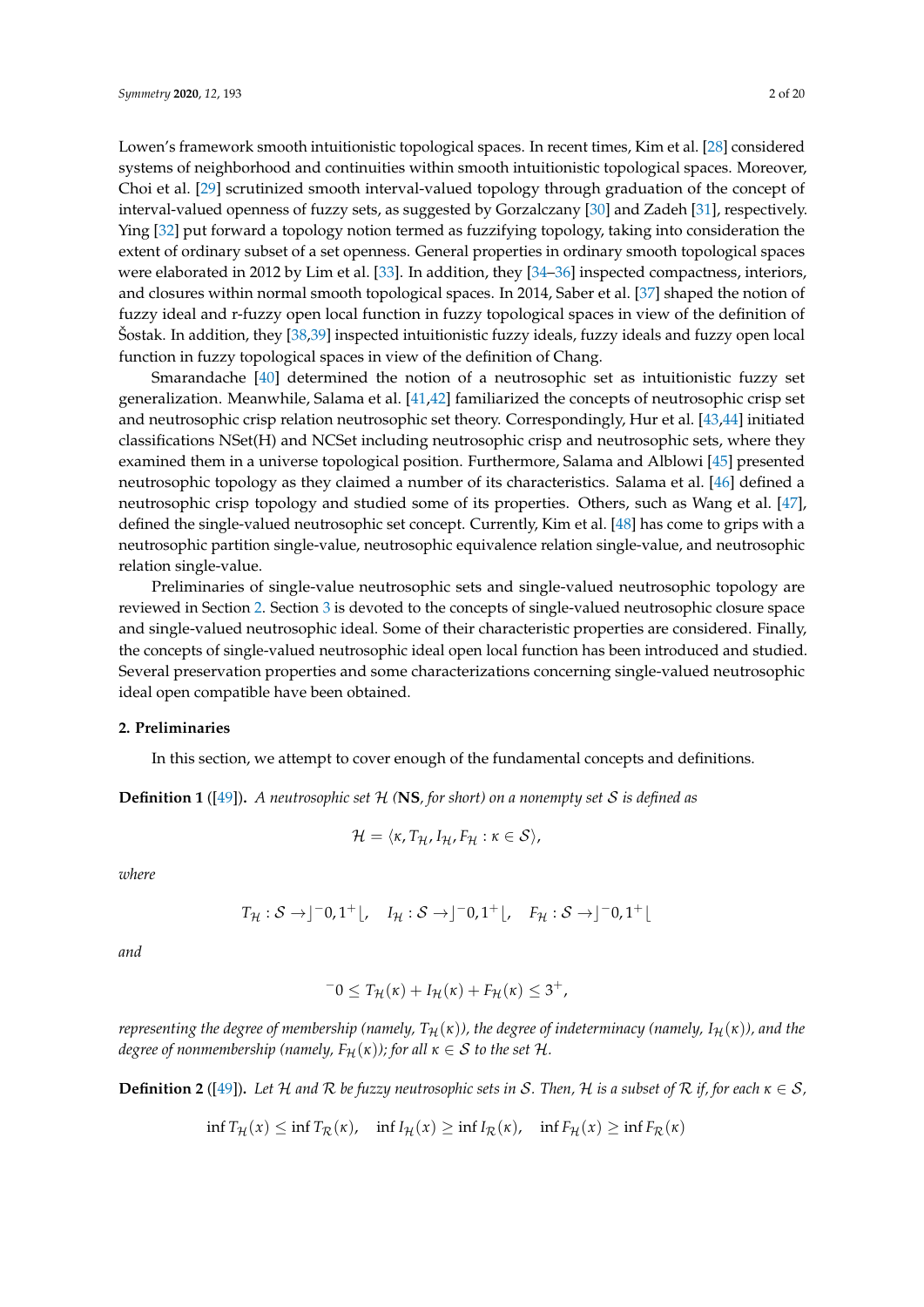Lowen's framework smooth intuitionistic topological spaces. In recent times, Kim et al. [28] considered systems of neighborhood and continuities within smooth intuitionistic topological spaces. Moreover, Choi et al. [29] scrutinized smooth interval-valued topology through graduation of the concept of interval-valued openness of fuzzy sets, as suggested by Gorzalczany [30] and Zadeh [31], respectively. Ying [32] put forward a topology notion termed as fuzzifying topology, taking into consideration the extent of ordinary subset of a set openness. General properties in ordinary smooth topological spaces were elaborated in 2012 by Lim et al. [33]. In addition, they [34–36] inspected compactness, interiors, and closures within normal smooth topological spaces. In 2014, Saber et al. [37] shaped the notion of fuzzy ideal and r-fuzzy open local function in fuzzy topological spaces in view of the definition of Šostak. In addition, they [38,39] inspected intuitionistic fuzzy ideals, fuzzy ideals and fuzzy open local function in fuzzy topological spaces in view of the definition of Chang.

Smarandache [40] determined the notion of a neutrosophic set as intuitionistic fuzzy set generalization. Meanwhile, Salama et al. [41,42] familiarized the concepts of neutrosophic crisp set and neutrosophic crisp relation neutrosophic set theory. Correspondingly, Hur et al. [43,44] initiated classifications NSet(H) and NCSet including neutrosophic crisp and neutrosophic sets, where they examined them in a universe topological position. Furthermore, Salama and Alblowi [45] presented neutrosophic topology as they claimed a number of its characteristics. Salama et al. [46] defined a neutrosophic crisp topology and studied some of its properties. Others, such as Wang et al. [47], defined the single-valued neutrosophic set concept. Currently, Kim et al. [48] has come to grips with a neutrosophic partition single-value, neutrosophic equivalence relation single-value, and neutrosophic relation single-value.

Preliminaries of single-value neutrosophic sets and single-valued neutrosophic topology are reviewed in Section 2. Section 3 is devoted to the concepts of single-valued neutrosophic closure space and single-valued neutrosophic ideal. Some of their characteristic properties are considered. Finally, the concepts of single-valued neutrosophic ideal open local function has been introduced and studied. Several preservation properties and some characterizations concerning single-valued neutrosophic ideal open compatible have been obtained.

## 2. Preliminaries

In this section, we attempt to cover enough of the fundamental concepts and definitions.

**Definition 1** ([49])**.** *A neutrosophic set $\mathcal{H}$ (**NS**, for short) on a nonempty set $\mathcal{S}$ is defined as*

$$\mathcal{H} = \langle \kappa, T_{\mathcal{H}}, I_{\mathcal{H}}, F_{\mathcal{H}} : \kappa \in \mathcal{S} \rangle,$$

*where*

$$T_{\mathcal{H}} : \mathcal{S} \to \rfloor^{-}0, 1^{+}\lfloor, \quad I_{\mathcal{H}} : \mathcal{S} \to \rfloor^{-}0, 1^{+}\lfloor, \quad F_{\mathcal{H}} : \mathcal{S} \to \rfloor^{-}0, 1^{+}\lfloor$$

*and*

$$^{-}0 \leq T_{\mathcal{H}}(\kappa) + I_{\mathcal{H}}(\kappa) + F_{\mathcal{H}}(\kappa) \leq 3^{+},$$

*representing the degree of membership (namely, $T_{\mathcal{H}}(\kappa)$), the degree of indeterminacy (namely, $I_{\mathcal{H}}(\kappa)$), and the degree of nonmembership (namely, $F_{\mathcal{H}}(\kappa)$); for all $\kappa \in \mathcal{S}$ to the set $\mathcal{H}$.*

**Definition 2** ([49])**.** *Let $\mathcal{H}$ and $\mathcal{R}$ be fuzzy neutrosophic sets in $\mathcal{S}$. Then, $\mathcal{H}$ is a subset of $\mathcal{R}$ if, for each $\kappa \in \mathcal{S}$,*

$$\inf T_{\mathcal{H}}(x) \leq \inf T_{\mathcal{R}}(\kappa), \quad \inf I_{\mathcal{H}}(x) \geq \inf I_{\mathcal{R}}(\kappa), \quad \inf F_{\mathcal{H}}(x) \geq \inf F_{\mathcal{R}}(\kappa)$$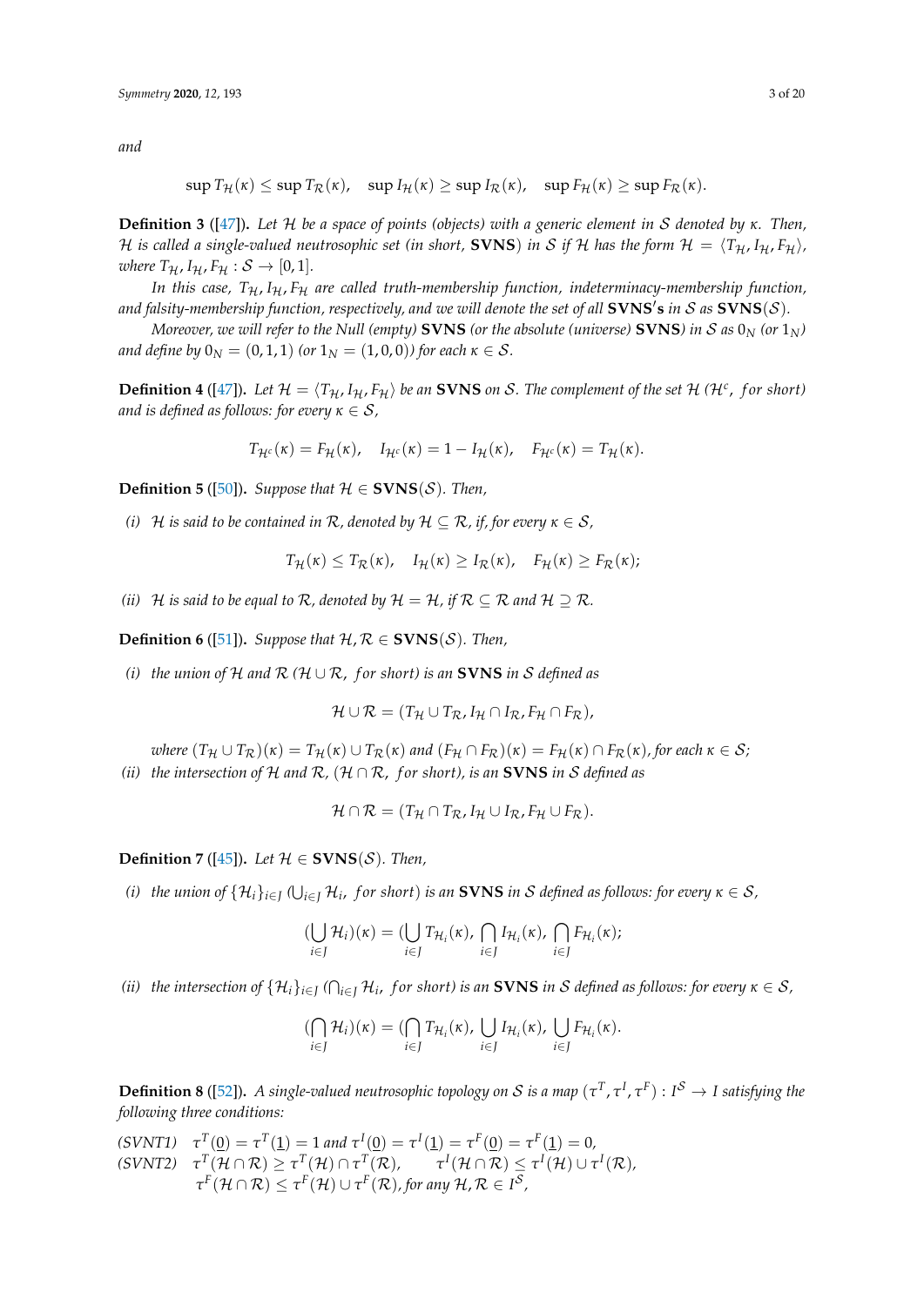*and*

$$\sup T_{\mathcal{H}}(\kappa) \leq \sup T_{\mathcal{R}}(\kappa), \quad \sup I_{\mathcal{H}}(\kappa) \geq \sup I_{\mathcal{R}}(\kappa), \quad \sup F_{\mathcal{H}}(\kappa) \geq \sup F_{\mathcal{R}}(\kappa).$$

**Definition 3** ([47]). *Let $\mathcal{H}$ be a space of points (objects) with a generic element in $\mathcal{S}$ denoted by $\kappa$. Then, $\mathcal{H}$ is called a single-valued neutrosophic set (in short, **SVNS**) in $\mathcal{S}$ if $\mathcal{H}$ has the form $\mathcal{H} = \langle T_{\mathcal{H}}, I_{\mathcal{H}}, F_{\mathcal{H}} \rangle$, where $T_{\mathcal{H}}, I_{\mathcal{H}}, F_{\mathcal{H}} : \mathcal{S} \to [0,1]$.*

*In this case, $T_{\mathcal{H}}, I_{\mathcal{H}}, F_{\mathcal{H}}$ are called truth-membership function, indeterminacy-membership function, and falsity-membership function, respectively, and we will denote the set of all **SVNS′s** in $\mathcal{S}$ as **SVNS**$(\mathcal{S})$.*

*Moreover, we will refer to the Null (empty) **SVNS** (or the absolute (universe) **SVNS**) in $\mathcal{S}$ as $0_N$ (or $1_N$) and define by $0_N = (0,1,1)$ (or $1_N = (1,0,0)$) for each $\kappa \in \mathcal{S}$.*

**Definition 4** ([47]). *Let $\mathcal{H} = \langle T_{\mathcal{H}}, I_{\mathcal{H}}, F_{\mathcal{H}} \rangle$ be an **SVNS** on $\mathcal{S}$. The complement of the set $\mathcal{H}$ ($\mathcal{H}^c$, for short) and is defined as follows: for every $\kappa \in \mathcal{S}$,*

$$T_{\mathcal{H}^c}(\kappa) = F_{\mathcal{H}}(\kappa), \quad I_{\mathcal{H}^c}(\kappa) = 1 - I_{\mathcal{H}}(\kappa), \quad F_{\mathcal{H}^c}(\kappa) = T_{\mathcal{H}}(\kappa).$$

**Definition 5** ([50]). *Suppose that $\mathcal{H} \in$ **SVNS**$(\mathcal{S})$. Then,*

*(i) $\mathcal{H}$ is said to be contained in $\mathcal{R}$, denoted by $\mathcal{H} \subseteq \mathcal{R}$, if, for every $\kappa \in \mathcal{S}$,*

$$T_{\mathcal{H}}(\kappa) \leq T_{\mathcal{R}}(\kappa), \quad I_{\mathcal{H}}(\kappa) \geq I_{\mathcal{R}}(\kappa), \quad F_{\mathcal{H}}(\kappa) \geq F_{\mathcal{R}}(\kappa);$$

*(ii) $\mathcal{H}$ is said to be equal to $\mathcal{R}$, denoted by $\mathcal{H} = \mathcal{H}$, if $\mathcal{R} \subseteq \mathcal{R}$ and $\mathcal{H} \supseteq \mathcal{R}$.*

**Definition 6** ([51]). *Suppose that $\mathcal{H}, \mathcal{R} \in$ **SVNS**$(\mathcal{S})$. Then,*

*(i) the union of $\mathcal{H}$ and $\mathcal{R}$ ($\mathcal{H} \cup \mathcal{R}$, for short) is an **SVNS** in $\mathcal{S}$ defined as*

$$\mathcal{H} \cup \mathcal{R} = (T_{\mathcal{H}} \cup T_{\mathcal{R}}, I_{\mathcal{H}} \cap I_{\mathcal{R}}, F_{\mathcal{H}} \cap F_{\mathcal{R}}),$$

*where $(T_{\mathcal{H}} \cup T_{\mathcal{R}})(\kappa) = T_{\mathcal{H}}(\kappa) \cup T_{\mathcal{R}}(\kappa)$ and $(F_{\mathcal{H}} \cap F_{\mathcal{R}})(\kappa) = F_{\mathcal{H}}(\kappa) \cap F_{\mathcal{R}}(\kappa)$, for each $\kappa \in \mathcal{S}$;*

*(ii) the intersection of $\mathcal{H}$ and $\mathcal{R}$, ($\mathcal{H} \cap \mathcal{R}$, for short), is an **SVNS** in $\mathcal{S}$ defined as*

$$\mathcal{H} \cap \mathcal{R} = (T_{\mathcal{H}} \cap T_{\mathcal{R}}, I_{\mathcal{H}} \cup I_{\mathcal{R}}, F_{\mathcal{H}} \cup F_{\mathcal{R}}).$$

**Definition 7** ([45]). *Let $\mathcal{H} \in$ **SVNS**$(\mathcal{S})$. Then,*

*(i) the union of $\{\mathcal{H}_i\}_{i \in J}$ ($\bigcup_{i \in J} \mathcal{H}_i$, for short) is an **SVNS** in $\mathcal{S}$ defined as follows: for every $\kappa \in \mathcal{S}$,*

$$(\bigcup_{i \in J} \mathcal{H}_i)(\kappa) = (\bigcup_{i \in J} T_{\mathcal{H}_i}(\kappa), \bigcap_{i \in J} I_{\mathcal{H}_i}(\kappa), \bigcap_{i \in J} F_{\mathcal{H}_i}(\kappa);$$

*(ii) the intersection of $\{\mathcal{H}_i\}_{i \in J}$ ($\bigcap_{i \in J} \mathcal{H}_i$, for short) is an **SVNS** in $\mathcal{S}$ defined as follows: for every $\kappa \in \mathcal{S}$,*

$$(\bigcap_{i \in J} \mathcal{H}_i)(\kappa) = (\bigcap_{i \in J} T_{\mathcal{H}_i}(\kappa), \bigcup_{i \in J} I_{\mathcal{H}_i}(\kappa), \bigcup_{i \in J} F_{\mathcal{H}_i}(\kappa).$$

**Definition 8** ([52]). *A single-valued neutrosophic topology on $\mathcal{S}$ is a map $(\tau^T, \tau^I, \tau^F) : I^{\mathcal{S}} \to I$ satisfying the following three conditions:*

*(SVNT1)* $\tau^T(\underline{0}) = \tau^T(\underline{1}) = 1$ *and* $\tau^I(\underline{0}) = \tau^I(\underline{1}) = \tau^F(\underline{0}) = \tau^F(\underline{1}) = 0$,

*(SVNT2)* $\tau^T(\mathcal{H} \cap \mathcal{R}) \geq \tau^T(\mathcal{H}) \cap \tau^T(\mathcal{R}), \quad \tau^I(\mathcal{H} \cap \mathcal{R}) \leq \tau^I(\mathcal{H}) \cup \tau^I(\mathcal{R}),$
$\tau^F(\mathcal{H} \cap \mathcal{R}) \leq \tau^F(\mathcal{H}) \cup \tau^F(\mathcal{R})$, *for any* $\mathcal{H}, \mathcal{R} \in I^{\mathcal{S}}$,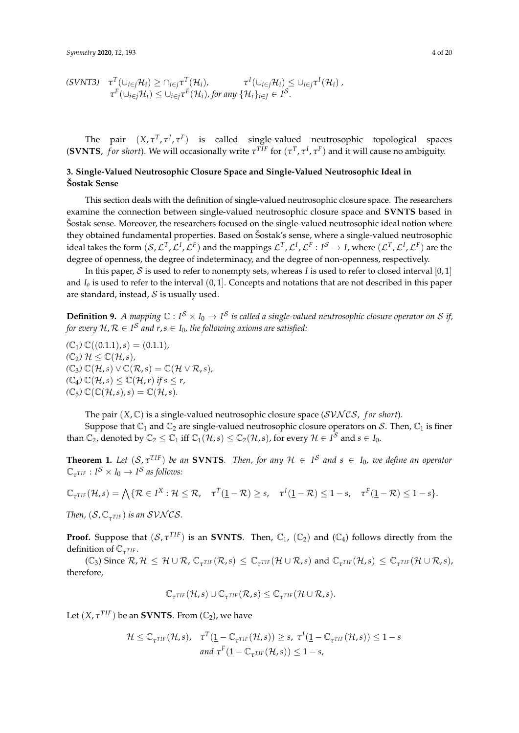(SVNT3) $\tau^T(\cup_{i\in j}\mathcal{H}_i) \geq \cap_{i\in j}\tau^T(\mathcal{H}_i)$, $\quad\tau^I(\cup_{i\in j}\mathcal{H}_i) \leq \cup_{i\in j}\tau^I(\mathcal{H}_i)$ , $\tau^F(\cup_{i\in j}\mathcal{H}_i) \leq \cup_{i\in j}\tau^F(\mathcal{H}_i)$, for any $\{\mathcal{H}_i\}_{i\in J} \in I^{\mathcal{S}}$.

The pair $(X, \tau^T, \tau^I, \tau^F)$ is called single-valued neutrosophic topological spaces (**SVNTS**, *for short*). We will occasionally write $\tau^{TIF}$ for $(\tau^T, \tau^I, \tau^F)$ and it will cause no ambiguity.

## 3. Single-Valued Neutrosophic Closure Space and Single-Valued Neutrosophic Ideal in Šostak Sense

This section deals with the definition of single-valued neutrosophic closure space. The researchers examine the connection between single-valued neutrosophic closure space and **SVNTS** based in Šostak sense. Moreover, the researchers focused on the single-valued neutrosophic ideal notion where they obtained fundamental properties. Based on Šostak's sense, where a single-valued neutrosophic ideal takes the form $(\mathcal{S}, \mathcal{L}^T, \mathcal{L}^I, \mathcal{L}^F)$ and the mappings $\mathcal{L}^T, \mathcal{L}^I, \mathcal{L}^F : I^{\mathcal{S}} \to I$, where $(\mathcal{L}^T, \mathcal{L}^I, \mathcal{L}^F)$ are the degree of openness, the degree of indeterminacy, and the degree of non-openness, respectively.

In this paper, $\mathcal{S}$ is used to refer to nonempty sets, whereas $I$ is used to refer to closed interval $[0, 1]$ and $I_o$ is used to refer to the interval $(0, 1]$. Concepts and notations that are not described in this paper are standard, instead, $\mathcal{S}$ is usually used.

**Definition 9.** *A mapping $\mathbb{C} : I^{\mathcal{S}} \times I_0 \to I^{\mathcal{S}}$ is called a single-valued neutrosophic closure operator on $\mathcal{S}$ if, for every $\mathcal{H}, \mathcal{R} \in I^{\mathcal{S}}$ and $r, s \in I_0$, the following axioms are satisfied:*

($\mathbb{C}_1$) $\mathbb{C}((0.1.1), s) = (0.1.1)$,
($\mathbb{C}_2$) $\mathcal{H} \leq \mathbb{C}(\mathcal{H}, s)$,
($\mathbb{C}_3$) $\mathbb{C}(\mathcal{H}, s) \vee \mathbb{C}(\mathcal{R}, s) = \mathbb{C}(\mathcal{H} \vee \mathcal{R}, s)$,
($\mathbb{C}_4$) $\mathbb{C}(\mathcal{H}, s) \leq \mathbb{C}(\mathcal{H}, r)$ *if* $s \leq r$,
($\mathbb{C}_5$) $\mathbb{C}(\mathbb{C}(\mathcal{H}, s), s) = \mathbb{C}(\mathcal{H}, s)$.

The pair $(X, \mathbb{C})$ is a single-valued neutrosophic closure space ($\mathcal{SVNCS}$, *for short*).

Suppose that $\mathbb{C}_1$ and $\mathbb{C}_2$ are single-valued neutrosophic closure operators on $\mathcal{S}$. Then, $\mathbb{C}_1$ is finer than $\mathbb{C}_2$, denoted by $\mathbb{C}_2 \leq \mathbb{C}_1$ iff $\mathbb{C}_1(\mathcal{H}, s) \leq \mathbb{C}_2(\mathcal{H}, s)$, for every $\mathcal{H} \in I^{\mathcal{S}}$ and $s \in I_0$.

**Theorem 1.** *Let $(\mathcal{S}, \tau^{TIF})$ be an* **SVNTS**. *Then, for any $\mathcal{H} \in I^{\mathcal{S}}$ and $s \in I_0$, we define an operator $\mathbb{C}_{\tau^{TIF}} : I^{\mathcal{S}} \times I_0 \to I^{\mathcal{S}}$ as follows:*

$$\mathbb{C}_{\tau^{TIF}}(\mathcal{H}, s) = \bigwedge\{\mathcal{R} \in I^X : \mathcal{H} \leq \mathcal{R}, \quad \tau^T(\underline{1} - \mathcal{R}) \geq s, \quad \tau^I(\underline{1} - \mathcal{R}) \leq 1 - s, \quad \tau^F(\underline{1} - \mathcal{R}) \leq 1 - s\}.$$

*Then, $(\mathcal{S}, \mathbb{C}_{\tau^{TIF}})$ is an $\mathcal{SVNCS}$.*

**Proof.** Suppose that $(\mathcal{S}, \tau^{TIF})$ is an **SVNTS**. Then, $\mathbb{C}_1$, ($\mathbb{C}_2$) and ($\mathbb{C}_4$) follows directly from the definition of $\mathbb{C}_{\tau^{TIF}}$.

($\mathbb{C}_3$) Since $\mathcal{R}, \mathcal{H} \leq \mathcal{H} \cup \mathcal{R}$, $\mathbb{C}_{\tau^{TIF}}(\mathcal{R}, s) \leq \mathbb{C}_{\tau^{TIF}}(\mathcal{H} \cup \mathcal{R}, s)$ and $\mathbb{C}_{\tau^{TIF}}(\mathcal{H}, s) \leq \mathbb{C}_{\tau^{TIF}}(\mathcal{H} \cup \mathcal{R}, s)$, therefore,

$$\mathbb{C}_{\tau^{TIF}}(\mathcal{H}, s) \cup \mathbb{C}_{\tau^{TIF}}(\mathcal{R}, s) \leq \mathbb{C}_{\tau^{TIF}}(\mathcal{H} \cup \mathcal{R}, s).$$

Let $(X, \tau^{TIF})$ be an **SVNTS**. From ($\mathbb{C}_2$), we have

$$\mathcal{H} \leq \mathbb{C}_{\tau^{TIF}}(\mathcal{H}, s), \quad \tau^T(\underline{1} - \mathbb{C}_{\tau^{TIF}}(\mathcal{H}, s)) \geq s, \; \tau^I(\underline{1} - \mathbb{C}_{\tau^{TIF}}(\mathcal{H}, s)) \leq 1 - s$$
$$\text{and } \tau^F(\underline{1} - \mathbb{C}_{\tau^{TIF}}(\mathcal{H}, s)) \leq 1 - s,$$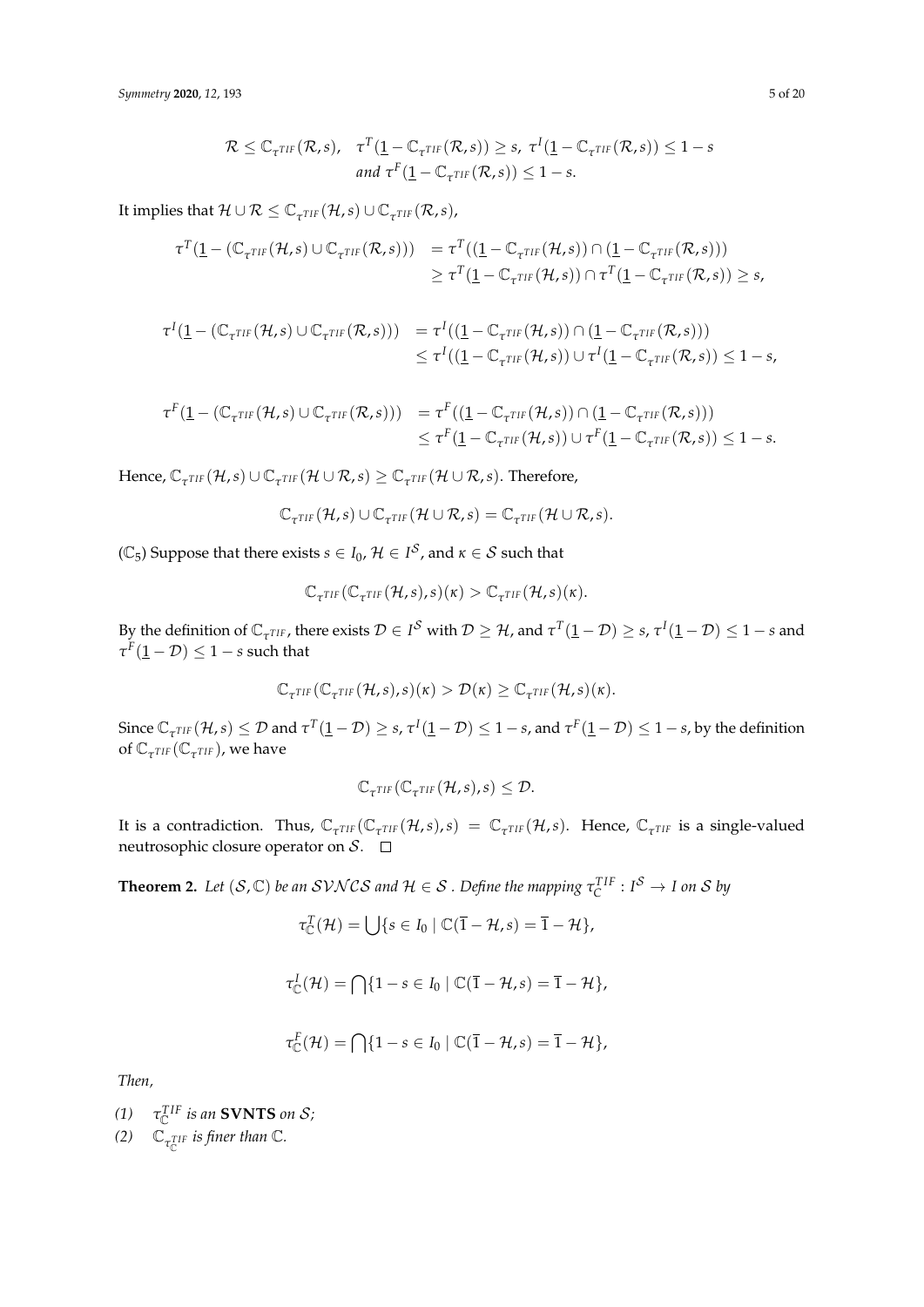$$\mathcal{R} \leq \mathbb{C}_{\tau^{TIF}}(\mathcal{R},s), \quad \tau^T(\underline{1} - \mathbb{C}_{\tau^{TIF}}(\mathcal{R},s)) \geq s,\ \tau^I(\underline{1} - \mathbb{C}_{\tau^{TIF}}(\mathcal{R},s)) \leq 1-s$$
$$\text{and } \tau^F(\underline{1} - \mathbb{C}_{\tau^{TIF}}(\mathcal{R},s)) \leq 1-s.$$

It implies that $\mathcal{H} \cup \mathcal{R} \leq \mathbb{C}_{\tau^{TIF}}(\mathcal{H},s) \cup \mathbb{C}_{\tau^{TIF}}(\mathcal{R},s)$,

$$\begin{aligned}
\tau^T(\underline{1} - (\mathbb{C}_{\tau^{TIF}}(\mathcal{H},s) \cup \mathbb{C}_{\tau^{TIF}}(\mathcal{R},s))) &= \tau^T((\underline{1} - \mathbb{C}_{\tau^{TIF}}(\mathcal{H},s)) \cap (\underline{1} - \mathbb{C}_{\tau^{TIF}}(\mathcal{R},s))) \\
&\geq \tau^T(\underline{1} - \mathbb{C}_{\tau^{TIF}}(\mathcal{H},s)) \cap \tau^T(\underline{1} - \mathbb{C}_{\tau^{TIF}}(\mathcal{R},s)) \geq s,
\end{aligned}$$

$$\begin{aligned}
\tau^I(\underline{1} - (\mathbb{C}_{\tau^{TIF}}(\mathcal{H},s) \cup \mathbb{C}_{\tau^{TIF}}(\mathcal{R},s))) &= \tau^I((\underline{1} - \mathbb{C}_{\tau^{TIF}}(\mathcal{H},s)) \cap (\underline{1} - \mathbb{C}_{\tau^{TIF}}(\mathcal{R},s))) \\
&\leq \tau^I((\underline{1} - \mathbb{C}_{\tau^{TIF}}(\mathcal{H},s)) \cup \tau^I(\underline{1} - \mathbb{C}_{\tau^{TIF}}(\mathcal{R},s)) \leq 1-s,
\end{aligned}$$

$$\begin{aligned}
\tau^F(\underline{1} - (\mathbb{C}_{\tau^{TIF}}(\mathcal{H},s) \cup \mathbb{C}_{\tau^{TIF}}(\mathcal{R},s))) &= \tau^F((\underline{1} - \mathbb{C}_{\tau^{TIF}}(\mathcal{H},s)) \cap (\underline{1} - \mathbb{C}_{\tau^{TIF}}(\mathcal{R},s))) \\
&\leq \tau^F(\underline{1} - \mathbb{C}_{\tau^{TIF}}(\mathcal{H},s)) \cup \tau^F(\underline{1} - \mathbb{C}_{\tau^{TIF}}(\mathcal{R},s)) \leq 1-s.
\end{aligned}$$

Hence, $\mathbb{C}_{\tau^{TIF}}(\mathcal{H},s) \cup \mathbb{C}_{\tau^{TIF}}(\mathcal{H} \cup \mathcal{R},s) \geq \mathbb{C}_{\tau^{TIF}}(\mathcal{H} \cup \mathcal{R},s)$. Therefore,

$$\mathbb{C}_{\tau^{TIF}}(\mathcal{H},s) \cup \mathbb{C}_{\tau^{TIF}}(\mathcal{H} \cup \mathcal{R},s) = \mathbb{C}_{\tau^{TIF}}(\mathcal{H} \cup \mathcal{R},s).$$

($\mathbb{C}_5$) Suppose that there exists $s \in I_0$, $\mathcal{H} \in I^{\mathcal{S}}$, and $\kappa \in \mathcal{S}$ such that

$$\mathbb{C}_{\tau^{TIF}}(\mathbb{C}_{\tau^{TIF}}(\mathcal{H},s),s)(\kappa) > \mathbb{C}_{\tau^{TIF}}(\mathcal{H},s)(\kappa).$$

By the definition of $\mathbb{C}_{\tau^{TIF}}$, there exists $\mathcal{D} \in I^{\mathcal{S}}$ with $\mathcal{D} \geq \mathcal{H}$, and $\tau^T(\underline{1} - \mathcal{D}) \geq s$, $\tau^I(\underline{1} - \mathcal{D}) \leq 1-s$ and $\tau^F(\underline{1} - \mathcal{D}) \leq 1-s$ such that

$$\mathbb{C}_{\tau^{TIF}}(\mathbb{C}_{\tau^{TIF}}(\mathcal{H},s),s)(\kappa) > \mathcal{D}(\kappa) \geq \mathbb{C}_{\tau^{TIF}}(\mathcal{H},s)(\kappa).$$

Since $\mathbb{C}_{\tau^{TIF}}(\mathcal{H},s) \leq \mathcal{D}$ and $\tau^T(\underline{1} - \mathcal{D}) \geq s$, $\tau^I(\underline{1} - \mathcal{D}) \leq 1-s$, and $\tau^F(\underline{1} - \mathcal{D}) \leq 1-s$, by the definition of $\mathbb{C}_{\tau^{TIF}}(\mathbb{C}_{\tau^{TIF}})$, we have

$$\mathbb{C}_{\tau^{TIF}}(\mathbb{C}_{\tau^{TIF}}(\mathcal{H},s),s) \leq \mathcal{D}.$$

It is a contradiction. Thus, $\mathbb{C}_{\tau^{TIF}}(\mathbb{C}_{\tau^{TIF}}(\mathcal{H},s),s) = \mathbb{C}_{\tau^{TIF}}(\mathcal{H},s)$. Hence, $\mathbb{C}_{\tau^{TIF}}$ is a single-valued neutrosophic closure operator on $\mathcal{S}$. □

**Theorem 2.** *Let $(\mathcal{S}, \mathbb{C})$ be an $\mathcal{SVNCS}$ and $\mathcal{H} \in \mathcal{S}$ . Define the mapping $\tau_C^{TIF} : I^{\mathcal{S}} \to I$ on $\mathcal{S}$ by*

$$\tau_{\mathbb{C}}^T(\mathcal{H}) = \bigcup\{s \in I_0 \mid \mathbb{C}(\overline{1} - \mathcal{H}, s) = \overline{1} - \mathcal{H}\},$$

$$\tau_{\mathbb{C}}^I(\mathcal{H}) = \bigcap\{1 - s \in I_0 \mid \mathbb{C}(\overline{1} - \mathcal{H}, s) = \overline{1} - \mathcal{H}\},$$

$$\tau_{\mathbb{C}}^F(\mathcal{H}) = \bigcap\{1 - s \in I_0 \mid \mathbb{C}(\overline{1} - \mathcal{H}, s) = \overline{1} - \mathcal{H}\},$$

*Then,*

*(1)* $\tau_{\mathbb{C}}^{TIF}$ *is an* **SVNTS** *on* $\mathcal{S}$;

*(2)* $\mathbb{C}_{\tau_{\mathbb{C}}^{TIF}}$ *is finer than* $\mathbb{C}$.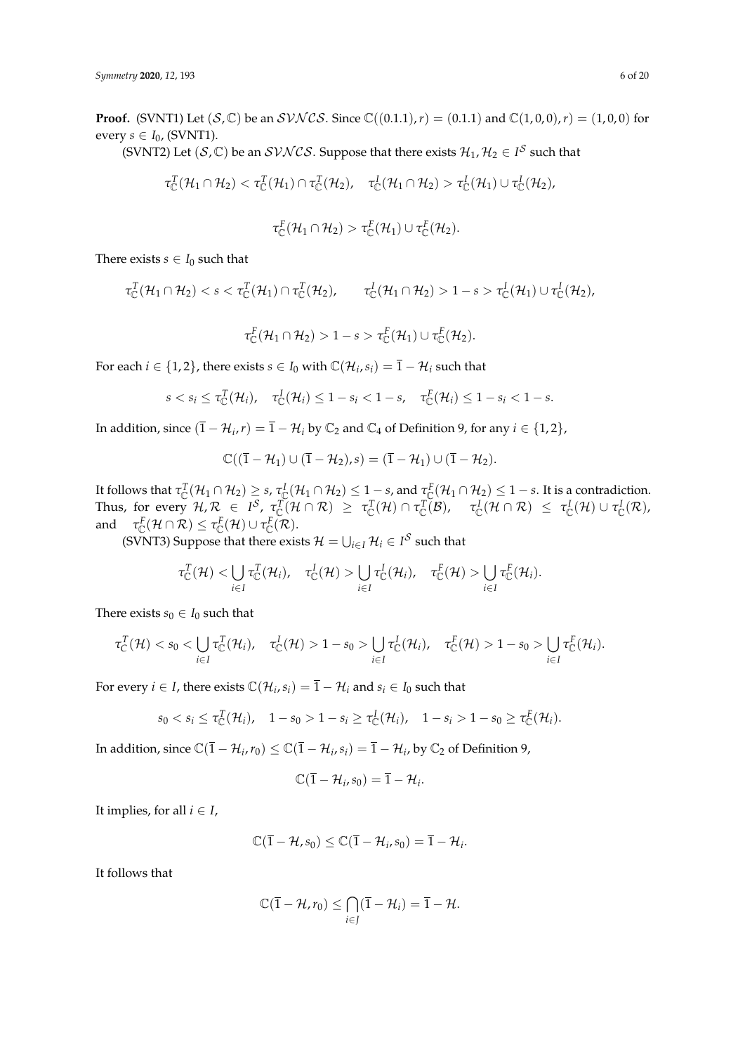**Proof.** (SVNT1) Let $(\mathcal{S}, \mathbb{C})$ be an $\mathcal{SVNCS}$. Since $\mathbb{C}((0.1.1), r) = (0.1.1)$ and $\mathbb{C}(1, 0, 0), r) = (1, 0, 0)$ for every $s \in I_0$, (SVNT1).

(SVNT2) Let $(\mathcal{S}, \mathbb{C})$ be an $\mathcal{SVNCS}$. Suppose that there exists $\mathcal{H}_1, \mathcal{H}_2 \in I^{\mathcal{S}}$ such that

$$\tau^T_{\mathbb{C}}(\mathcal{H}_1 \cap \mathcal{H}_2) < \tau^T_{\mathbb{C}}(\mathcal{H}_1) \cap \tau^T_{\mathbb{C}}(\mathcal{H}_2), \quad \tau^I_{\mathbb{C}}(\mathcal{H}_1 \cap \mathcal{H}_2) > \tau^I_{\mathbb{C}}(\mathcal{H}_1) \cup \tau^I_{\mathbb{C}}(\mathcal{H}_2),$$

$$\tau^F_{\mathbb{C}}(\mathcal{H}_1 \cap \mathcal{H}_2) > \tau^F_{\mathbb{C}}(\mathcal{H}_1) \cup \tau^F_{\mathbb{C}}(\mathcal{H}_2).$$

There exists $s \in I_0$ such that

$$\tau^T_{\mathbb{C}}(\mathcal{H}_1 \cap \mathcal{H}_2) < s < \tau^T_{\mathbb{C}}(\mathcal{H}_1) \cap \tau^T_{\mathbb{C}}(\mathcal{H}_2), \qquad \tau^I_{\mathbb{C}}(\mathcal{H}_1 \cap \mathcal{H}_2) > 1 - s > \tau^I_{\mathbb{C}}(\mathcal{H}_1) \cup \tau^I_{\mathbb{C}}(\mathcal{H}_2),$$

$$\tau^F_{\mathbb{C}}(\mathcal{H}_1 \cap \mathcal{H}_2) > 1 - s > \tau^F_{\mathbb{C}}(\mathcal{H}_1) \cup \tau^F_{\mathbb{C}}(\mathcal{H}_2).$$

For each $i \in \{1, 2\}$, there exists $s \in I_0$ with $\mathbb{C}(\mathcal{H}_i, s_i) = \overline{1} - \mathcal{H}_i$ such that

$$s < s_i \leq \tau^T_{\mathbb{C}}(\mathcal{H}_i), \quad \tau^I_{\mathbb{C}}(\mathcal{H}_i) \leq 1 - s_i < 1 - s, \quad \tau^F_{\mathbb{C}}(\mathcal{H}_i) \leq 1 - s_i < 1 - s.$$

In addition, since $(\overline{1} - \mathcal{H}_i, r) = \overline{1} - \mathcal{H}_i$ by $\mathbb{C}_2$ and $\mathbb{C}_4$ of Definition 9, for any $i \in \{1, 2\}$,

$$\mathbb{C}((\overline{1} - \mathcal{H}_1) \cup (\overline{1} - \mathcal{H}_2), s) = (\overline{1} - \mathcal{H}_1) \cup (\overline{1} - \mathcal{H}_2).$$

It follows that $\tau^T_{\mathbb{C}}(\mathcal{H}_1 \cap \mathcal{H}_2) \geq s$, $\tau^I_{\mathbb{C}}(\mathcal{H}_1 \cap \mathcal{H}_2) \leq 1 - s$, and $\tau^F_{\mathbb{C}}(\mathcal{H}_1 \cap \mathcal{H}_2) \leq 1 - s$. It is a contradiction. Thus, for every $\mathcal{H}, \mathcal{R} \in I^{\mathcal{S}}$, $\tau^T_{\mathbb{C}}(\mathcal{H} \cap \mathcal{R}) \geq \tau^T_{\mathbb{C}}(\mathcal{H}) \cap \tau^T_{\mathbb{C}}(\mathcal{B})$, $\tau^I_{\mathbb{C}}(\mathcal{H} \cap \mathcal{R}) \leq \tau^I_{\mathbb{C}}(\mathcal{H}) \cup \tau^I_{\mathbb{C}}(\mathcal{R})$, and $\tau^F_{\mathbb{C}}(\mathcal{H} \cap \mathcal{R}) \leq \tau^F_{\mathbb{C}}(\mathcal{H}) \cup \tau^F_{\mathbb{C}}(\mathcal{R})$.

(SVNT3) Suppose that there exists $\mathcal{H} = \bigcup_{i \in I} \mathcal{H}_i \in I^{\mathcal{S}}$ such that

$$\tau^T_{\mathbb{C}}(\mathcal{H}) < \bigcup_{i \in I} \tau^T_{\mathbb{C}}(\mathcal{H}_i), \quad \tau^I_{\mathbb{C}}(\mathcal{H}) > \bigcup_{i \in I} \tau^I_{\mathbb{C}}(\mathcal{H}_i), \quad \tau^F_{\mathbb{C}}(\mathcal{H}) > \bigcup_{i \in I} \tau^F_{\mathbb{C}}(\mathcal{H}_i).$$

There exists $s_0 \in I_0$ such that

$$\tau^T_{C}(\mathcal{H}) < s_0 < \bigcup_{i \in I} \tau^T_{\mathbb{C}}(\mathcal{H}_i), \quad \tau^I_{\mathbb{C}}(\mathcal{H}) > 1 - s_0 > \bigcup_{i \in I} \tau^I_{\mathbb{C}}(\mathcal{H}_i), \quad \tau^F_{\mathbb{C}}(\mathcal{H}) > 1 - s_0 > \bigcup_{i \in I} \tau^F_{\mathbb{C}}(\mathcal{H}_i).$$

For every $i \in I$, there exists $\mathbb{C}(\mathcal{H}_i, s_i) = \overline{1} - \mathcal{H}_i$ and $s_i \in I_0$ such that

$$s_0 < s_i \leq \tau^T_{\mathbb{C}}(\mathcal{H}_i), \quad 1 - s_0 > 1 - s_i \geq \tau^I_{\mathbb{C}}(\mathcal{H}_i), \quad 1 - s_i > 1 - s_0 \geq \tau^F_{\mathbb{C}}(\mathcal{H}_i).$$

In addition, since $\mathbb{C}(\overline{1} - \mathcal{H}_i, r_0) \leq \mathbb{C}(\overline{1} - \mathcal{H}_i, s_i) = \overline{1} - \mathcal{H}_i$, by $\mathbb{C}_2$ of Definition 9,

$$\mathbb{C}(\overline{1} - \mathcal{H}_i, s_0) = \overline{1} - \mathcal{H}_i.$$

It implies, for all $i \in I$,

$$\mathbb{C}(\overline{1} - \mathcal{H}, s_0) \leq \mathbb{C}(\overline{1} - \mathcal{H}_i, s_0) = \overline{1} - \mathcal{H}_i.$$

It follows that

$$\mathbb{C}(\overline{1} - \mathcal{H}, r_0) \leq \bigcap_{i \in J} (\overline{1} - \mathcal{H}_i) = \overline{1} - \mathcal{H}.$$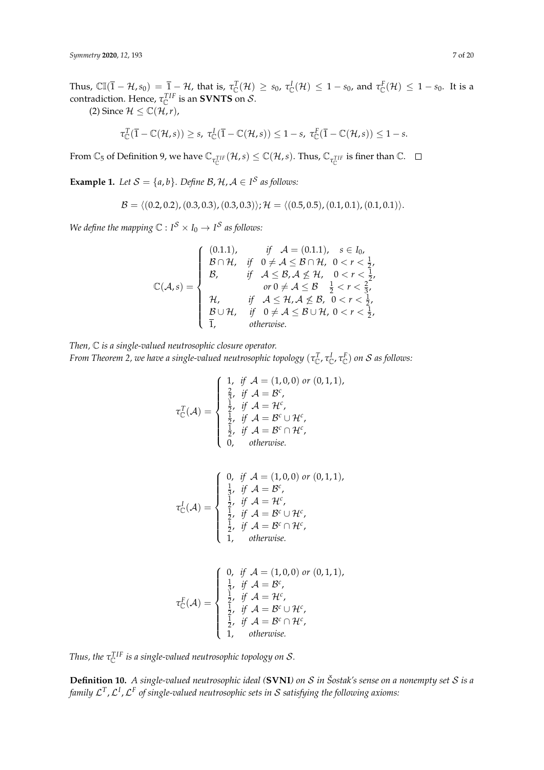Thus, $\mathbb{C}\mathbb{I}(\overline{1} - \mathcal{H}, s_0) = \overline{1} - \mathcal{H}$, that is, $\tau^T_{\mathbb{C}}(\mathcal{H}) \geq s_0$, $\tau^I_{\mathbb{C}}(\mathcal{H}) \leq 1 - s_0$, and $\tau^F_{\mathbb{C}}(\mathcal{H}) \leq 1 - s_0$. It is a contradiction. Hence, $\tau^{TIF}_{\mathbb{C}}$ is an **SVNTS** on $\mathcal{S}$.

(2) Since $\mathcal{H} \leq \mathbb{C}(\mathcal{H}, r)$,

$$\tau^T_{\mathbb{C}}(\overline{1} - \mathbb{C}(\mathcal{H}, s)) \geq s,\ \tau^I_{\mathbb{C}}(\overline{1} - \mathbb{C}(\mathcal{H}, s)) \leq 1 - s,\ \tau^F_{\mathbb{C}}(\overline{1} - \mathbb{C}(\mathcal{H}, s)) \leq 1 - s.$$

From $\mathbb{C}_5$ of Definition 9, we have $\mathbb{C}_{\tau^{TIF}_{\mathbb{C}}}(\mathcal{H}, s) \leq \mathbb{C}(\mathcal{H}, s)$. Thus, $\mathbb{C}_{\tau^{TIF}_{\mathbb{C}}}$ is finer than $\mathbb{C}$. $\square$

**Example 1.** *Let $\mathcal{S} = \{a, b\}$. Define $\mathcal{B}, \mathcal{H}, \mathcal{A} \in I^{\mathcal{S}}$ as follows:*

$$\mathcal{B} = \langle(0.2, 0.2), (0.3, 0.3), (0.3, 0.3)\rangle; \mathcal{H} = \langle(0.5, 0.5), (0.1, 0.1), (0.1, 0.1)\rangle.$$

*We define the mapping $\mathbb{C} : I^{\mathcal{S}} \times I_0 \to I^{\mathcal{S}}$ as follows:*

$$\mathbb{C}(\mathcal{A}, s) = \begin{cases} (0.1.1), & \text{if} \quad \mathcal{A} = (0.1.1), \quad s \in I_0, \\ \mathcal{B} \cap \mathcal{H}, & \text{if} \quad 0 \neq \mathcal{A} \leq \mathcal{B} \cap \mathcal{H}, \quad 0 < r < \frac{1}{2}, \\ \mathcal{B}, & \text{if} \quad \mathcal{A} \leq \mathcal{B}, \mathcal{A} \not\leq \mathcal{H}, \quad 0 < r < \frac{1}{2}, \\ & \quad \text{or } 0 \neq \mathcal{A} \leq \mathcal{B} \quad \frac{1}{2} < r < \frac{2}{3}, \\ \mathcal{H}, & \text{if} \quad \mathcal{A} \leq \mathcal{H}, \mathcal{A} \not\leq \mathcal{B}, \ 0 < r < \frac{1}{2}, \\ \mathcal{B} \cup \mathcal{H}, & \text{if} \quad 0 \neq \mathcal{A} \leq \mathcal{B} \cup \mathcal{H}, \ 0 < r < \frac{1}{2}, \\ \overline{1}, & \text{otherwise.} \end{cases}$$

*Then, $\mathbb{C}$ is a single-valued neutrosophic closure operator.*

*From Theorem 2, we have a single-valued neutrosophic topology $(\tau^T_{\mathbb{C}}, \tau^I_{\mathbb{C}}, \tau^F_{\mathbb{C}})$ on $\mathcal{S}$ as follows:*

$$\tau^T_{\mathbb{C}}(\mathcal{A}) = \begin{cases} 1, & \text{if } \mathcal{A} = (1, 0, 0) \text{ or } (0, 1, 1), \\ \frac{2}{3}, & \text{if } \mathcal{A} = \mathcal{B}^c, \\ \frac{1}{2}, & \text{if } \mathcal{A} = \mathcal{H}^c, \\ \frac{1}{2}, & \text{if } \mathcal{A} = \mathcal{B}^c \cup \mathcal{H}^c, \\ \frac{1}{2}, & \text{if } \mathcal{A} = \mathcal{B}^c \cap \mathcal{H}^c, \\ 0, & \text{otherwise.} \end{cases}$$

$$\tau^I_{\mathbb{C}}(\mathcal{A}) = \begin{cases} 0, & \text{if } \mathcal{A} = (1, 0, 0) \text{ or } (0, 1, 1), \\ \frac{1}{3}, & \text{if } \mathcal{A} = \mathcal{B}^c, \\ \frac{1}{2}, & \text{if } \mathcal{A} = \mathcal{H}^c, \\ \frac{1}{2}, & \text{if } \mathcal{A} = \mathcal{B}^c \cup \mathcal{H}^c, \\ \frac{1}{2}, & \text{if } \mathcal{A} = \mathcal{B}^c \cap \mathcal{H}^c, \\ 1, & \text{otherwise.} \end{cases}$$

$$\tau^F_{\mathbb{C}}(\mathcal{A}) = \begin{cases} 0, & \text{if } \mathcal{A} = (1, 0, 0) \text{ or } (0, 1, 1), \\ \frac{1}{3}, & \text{if } \mathcal{A} = \mathcal{B}^c, \\ \frac{1}{2}, & \text{if } \mathcal{A} = \mathcal{H}^c, \\ \frac{1}{2}, & \text{if } \mathcal{A} = \mathcal{B}^c \cup \mathcal{H}^c, \\ \frac{1}{2}, & \text{if } \mathcal{A} = \mathcal{B}^c \cap \mathcal{H}^c, \\ 1, & \text{otherwise.} \end{cases}$$

*Thus, the $\tau^{TIF}_{\mathbb{C}}$ is a single-valued neutrosophic topology on $\mathcal{S}$.*

**Definition 10.** *A single-valued neutrosophic ideal (**SVNI**) on $\mathcal{S}$ in Šostak's sense on a nonempty set $\mathcal{S}$ is a family $\mathcal{L}^T, \mathcal{L}^I, \mathcal{L}^F$ of single-valued neutrosophic sets in $\mathcal{S}$ satisfying the following axioms:*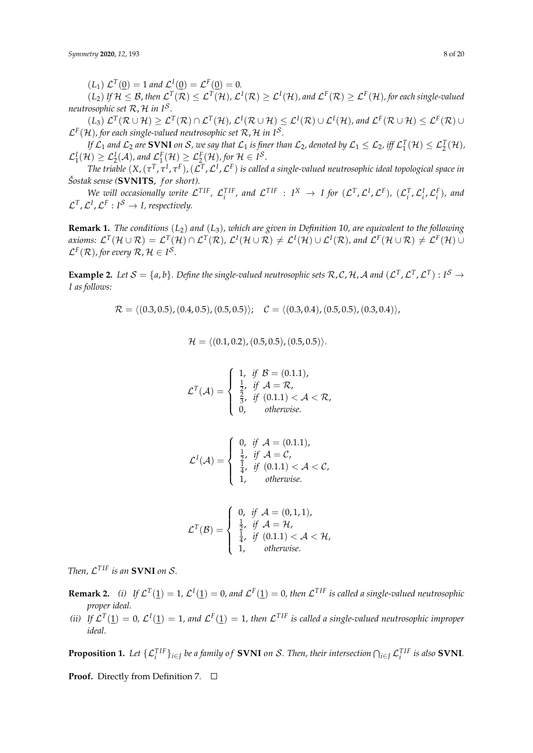$(L_1)$ $\mathcal{L}^T(\underline{0}) = 1$ *and* $\mathcal{L}^I(\underline{0}) = \mathcal{L}^F(\underline{0}) = 0.$

$(L_2)$ *If* $\mathcal{H} \leq \mathcal{B}$, *then* $\mathcal{L}^T(\mathcal{R}) \leq \mathcal{L}^T(\mathcal{H})$, $\mathcal{L}^I(\mathcal{R}) \geq \mathcal{L}^I(\mathcal{H})$, *and* $\mathcal{L}^F(\mathcal{R}) \geq \mathcal{L}^F(\mathcal{H})$, *for each single-valued neutrosophic set* $\mathcal{R}, \mathcal{H}$ *in* $I^{\mathcal{S}}$.

$(L_3)$ $\mathcal{L}^T(\mathcal{R} \cup \mathcal{H}) \geq \mathcal{L}^T(\mathcal{R}) \cap \mathcal{L}^T(\mathcal{H})$, $\mathcal{L}^I(\mathcal{R} \cup \mathcal{H}) \leq \mathcal{L}^I(\mathcal{R}) \cup \mathcal{L}^I(\mathcal{H})$, *and* $\mathcal{L}^F(\mathcal{R} \cup \mathcal{H}) \leq \mathcal{L}^F(\mathcal{R}) \cup \mathcal{L}^F(\mathcal{H})$, *for each single-valued neutrosophic set* $\mathcal{R}, \mathcal{H}$ *in* $I^{\mathcal{S}}$.

*If* $\mathcal{L}_1$ *and* $\mathcal{L}_2$ *are* **SVNI** *on* $\mathcal{S}$, *we say that* $\mathcal{L}_1$ *is finer than* $\mathcal{L}_2$, *denoted by* $\mathcal{L}_1 \leq \mathcal{L}_2$, *iff* $\mathcal{L}_1^T(\mathcal{H}) \leq \mathcal{L}_2^T(\mathcal{H})$, $\mathcal{L}_1^I(\mathcal{H}) \geq \mathcal{L}_2^I(\mathcal{A})$, *and* $\mathcal{L}_1^F(\mathcal{H}) \geq \mathcal{L}_2^F(\mathcal{H})$, *for* $\mathcal{H} \in I^{\mathcal{S}}$.

*The triable* $(X, (\tau^T, \tau^I, \tau^F), (\mathcal{L}^T, \mathcal{L}^I, \mathcal{L}^F)$ *is called a single-valued neutrosophic ideal topological space in Šostak sense* (**SVNITS**, *for short*).

*We will occasionally write* $\mathcal{L}^{TIF}$, $\mathcal{L}_i^{TIF}$, *and* $\mathcal{L}^{TIF} : I^X \rightarrow I$ *for* $(\mathcal{L}^T, \mathcal{L}^I, \mathcal{L}^F)$, $(\mathcal{L}_i^T, \mathcal{L}_i^I, \mathcal{L}_i^F)$, *and* $\mathcal{L}^T, \mathcal{L}^I, \mathcal{L}^F : I^{\mathcal{S}} \rightarrow I$, *respectively.*

**Remark 1.** *The conditions* $(L_2)$ *and* $(L_3)$, *which are given in Definition 10, are equivalent to the following axioms:* $\mathcal{L}^T(\mathcal{H} \cup \mathcal{R}) = \mathcal{L}^T(\mathcal{H}) \cap \mathcal{L}^T(\mathcal{R})$, $\mathcal{L}^I(\mathcal{H} \cup \mathcal{R}) \neq \mathcal{L}^I(\mathcal{H}) \cup \mathcal{L}^I(\mathcal{R})$, *and* $\mathcal{L}^F(\mathcal{H} \cup \mathcal{R}) \neq \mathcal{L}^F(\mathcal{H}) \cup \mathcal{L}^F(\mathcal{R})$, *for every* $\mathcal{R}, \mathcal{H} \in I^{\mathcal{S}}$.

**Example 2.** *Let* $\mathcal{S} = \{a, b\}$. *Define the single-valued neutrosophic sets* $\mathcal{R}, \mathcal{C}, \mathcal{H}, \mathcal{A}$ *and* $(\mathcal{L}^T, \mathcal{L}^T, \mathcal{L}^T) : I^{\mathcal{S}} \rightarrow I$ *as follows:*

$$\mathcal{R} = \langle (0.3, 0.5), (0.4, 0.5), (0.5, 0.5) \rangle; \quad \mathcal{C} = \langle (0.3, 0.4), (0.5, 0.5), (0.3, 0.4) \rangle,$$

$$\mathcal{H} = \langle (0.1, 0.2), (0.5, 0.5), (0.5, 0.5) \rangle.$$

$$\mathcal{L}^T(\mathcal{A}) = \begin{cases} 1, & \text{if } \mathcal{B} = (0.1.1), \\ \frac{1}{2}, & \text{if } \mathcal{A} = \mathcal{R}, \\ \frac{2}{3}, & \text{if } (0.1.1) < \mathcal{A} < \mathcal{R}, \\ 0, & \text{otherwise.} \end{cases}$$

$$\mathcal{L}^I(\mathcal{A}) = \begin{cases} 0, & \text{if } \mathcal{A} = (0.1.1), \\ \frac{1}{2}, & \text{if } \mathcal{A} = \mathcal{C}, \\ \frac{1}{4}, & \text{if } (0.1.1) < \mathcal{A} < \mathcal{C}, \\ 1, & \text{otherwise.} \end{cases}$$

$$\mathcal{L}^T(\mathcal{B}) = \begin{cases} 0, & \text{if } \mathcal{A} = (0, 1, 1), \\ \frac{1}{2}, & \text{if } \mathcal{A} = \mathcal{H}, \\ \frac{1}{4}, & \text{if } (0.1.1) < \mathcal{A} < \mathcal{H}, \\ 1, & \text{otherwise.} \end{cases}$$

*Then,* $\mathcal{L}^{TIF}$ *is an* **SVNI** *on* $\mathcal{S}$.

**Remark 2.**
*(i)* *If* $\mathcal{L}^T(\underline{1}) = 1$, $\mathcal{L}^I(\underline{1}) = 0$, *and* $\mathcal{L}^F(\underline{1}) = 0$, *then* $\mathcal{L}^{TIF}$ *is called a single-valued neutrosophic proper ideal.*
*(ii)* *If* $\mathcal{L}^T(\underline{1}) = 0$, $\mathcal{L}^I(\underline{1}) = 1$, *and* $\mathcal{L}^F(\underline{1}) = 1$, *then* $\mathcal{L}^{TIF}$ *is called a single-valued neutrosophic improper ideal.*

**Proposition 1.** *Let* $\{\mathcal{L}_i^{TIF}\}_{i \in J}$ *be a family of* **SVNI** *on* $\mathcal{S}$. *Then, their intersection* $\bigcap_{i \in J} \mathcal{L}_i^{TIF}$ *is also* **SVNI**.

**Proof.** Directly from Definition 7. □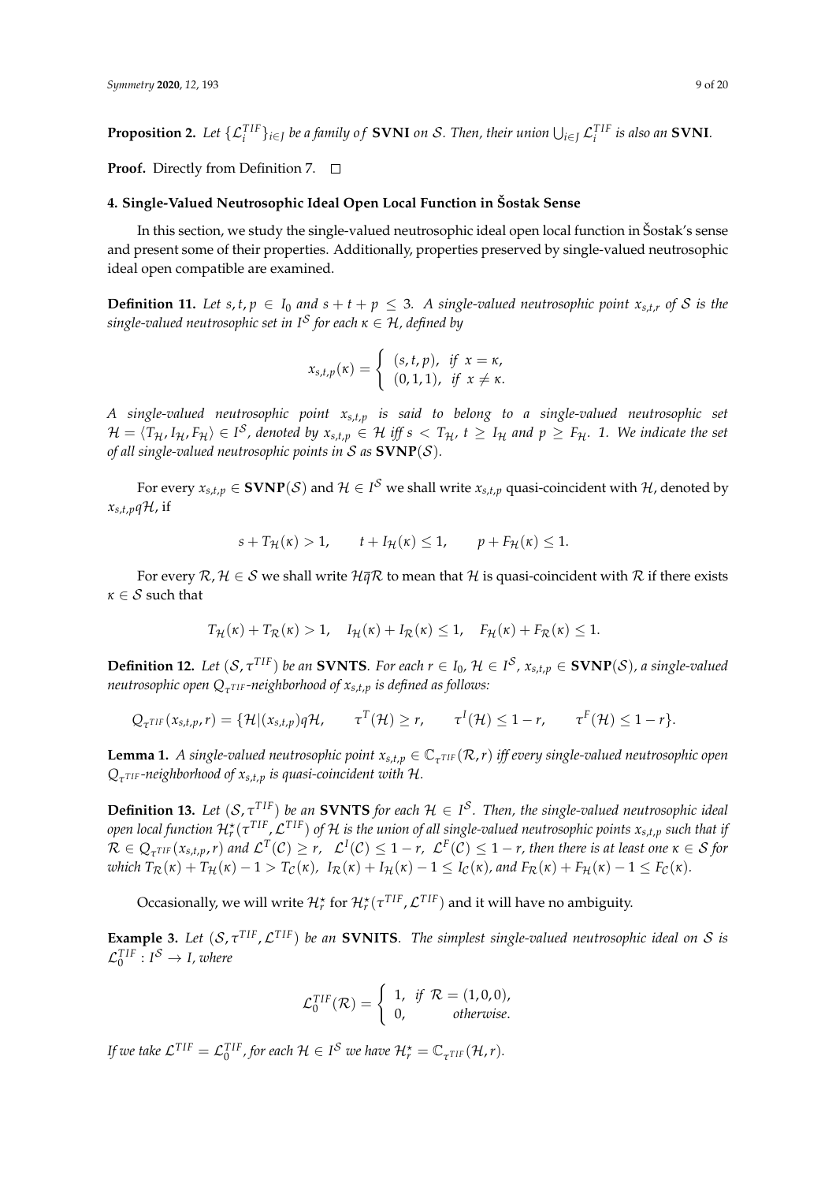**Proposition 2.** *Let $\{\mathcal{L}_i^{TIF}\}_{i\in J}$ be a family of* **SVNI** *on $\mathcal{S}$. Then, their union $\bigcup_{i\in J}\mathcal{L}_i^{TIF}$ is also an* **SVNI**.

**Proof.** Directly from Definition 7. □

## 4. Single-Valued Neutrosophic Ideal Open Local Function in Šostak Sense

In this section, we study the single-valued neutrosophic ideal open local function in Šostak's sense and present some of their properties. Additionally, properties preserved by single-valued neutrosophic ideal open compatible are examined.

**Definition 11.** *Let $s,t,p \in I_0$ and $s+t+p \leq 3$. A single-valued neutrosophic point $x_{s,t,r}$ of $\mathcal{S}$ is the single-valued neutrosophic set in $I^{\mathcal{S}}$ for each $\kappa \in \mathcal{H}$, defined by*

$$x_{s,t,p}(\kappa) = \begin{cases} (s,t,p), & \text{if } x = \kappa, \\ (0,1,1), & \text{if } x \neq \kappa. \end{cases}$$

*A single-valued neutrosophic point $x_{s,t,p}$ is said to belong to a single-valued neutrosophic set $\mathcal{H} = \langle T_{\mathcal{H}}, I_{\mathcal{H}}, F_{\mathcal{H}} \rangle \in I^{\mathcal{S}}$, denoted by $x_{s,t,p} \in \mathcal{H}$ iff $s < T_{\mathcal{H}}$, $t \geq I_{\mathcal{H}}$ and $p \geq F_{\mathcal{H}}$. 1. We indicate the set of all single-valued neutrosophic points in $\mathcal{S}$ as* $\mathbf{SVNP}(\mathcal{S})$.

For every $x_{s,t,p} \in \mathbf{SVNP}(\mathcal{S})$ and $\mathcal{H} \in I^{\mathcal{S}}$ we shall write $x_{s,t,p}$ quasi-coincident with $\mathcal{H}$, denoted by $x_{s,t,p}q\mathcal{H}$, if

$$s + T_{\mathcal{H}}(\kappa) > 1, \qquad t + I_{\mathcal{H}}(\kappa) \leq 1, \qquad p + F_{\mathcal{H}}(\kappa) \leq 1.$$

For every $\mathcal{R}, \mathcal{H} \in \mathcal{S}$ we shall write $\mathcal{H}\overline{q}\mathcal{R}$ to mean that $\mathcal{H}$ is quasi-coincident with $\mathcal{R}$ if there exists $\kappa \in \mathcal{S}$ such that

$$T_{\mathcal{H}}(\kappa) + T_{\mathcal{R}}(\kappa) > 1, \quad I_{\mathcal{H}}(\kappa) + I_{\mathcal{R}}(\kappa) \leq 1, \quad F_{\mathcal{H}}(\kappa) + F_{\mathcal{R}}(\kappa) \leq 1.$$

**Definition 12.** *Let $(\mathcal{S}, \tau^{TIF})$ be an* **SVNTS**. *For each $r \in I_0$, $\mathcal{H} \in I^{\mathcal{S}}$, $x_{s,t,p} \in \mathbf{SVNP}(\mathcal{S})$, a single-valued neutrosophic open $Q_{\tau^{TIF}}$-neighborhood of $x_{s,t,p}$ is defined as follows:*

$$Q_{\tau^{TIF}}(x_{s,t,p}, r) = \{\mathcal{H} | (x_{s,t,p})q\mathcal{H}, \qquad \tau^{T}(\mathcal{H}) \geq r, \qquad \tau^{I}(\mathcal{H}) \leq 1-r, \qquad \tau^{F}(\mathcal{H}) \leq 1-r\}.$$

**Lemma 1.** *A single-valued neutrosophic point $x_{s,t,p} \in \mathbb{C}_{\tau^{TIF}}(\mathcal{R}, r)$ iff every single-valued neutrosophic open $Q_{\tau^{TIF}}$-neighborhood of $x_{s,t,p}$ is quasi-coincident with $\mathcal{H}$.*

**Definition 13.** *Let $(\mathcal{S}, \tau^{TIF})$ be an* **SVNTS** *for each $\mathcal{H} \in I^{\mathcal{S}}$. Then, the single-valued neutrosophic ideal open local function $\mathcal{H}_r^{\star}(\tau^{TIF}, \mathcal{L}^{TIF})$ of $\mathcal{H}$ is the union of all single-valued neutrosophic points $x_{s,t,p}$ such that if $\mathcal{R} \in Q_{\tau^{TIF}}(x_{s,t,p}, r)$ and $\mathcal{L}^{T}(\mathcal{C}) \geq r$, $\mathcal{L}^{I}(\mathcal{C}) \leq 1-r$, $\mathcal{L}^{F}(\mathcal{C}) \leq 1-r$, then there is at least one $\kappa \in \mathcal{S}$ for which $T_{\mathcal{R}}(\kappa) + T_{\mathcal{H}}(\kappa) - 1 > T_{\mathcal{C}}(\kappa)$, $I_{\mathcal{R}}(\kappa) + I_{\mathcal{H}}(\kappa) - 1 \leq I_{\mathcal{C}}(\kappa)$, and $F_{\mathcal{R}}(\kappa) + F_{\mathcal{H}}(\kappa) - 1 \leq F_{\mathcal{C}}(\kappa)$.*

Occasionally, we will write $\mathcal{H}_r^{\star}$ for $\mathcal{H}_r^{\star}(\tau^{TIF}, \mathcal{L}^{TIF})$ and it will have no ambiguity.

**Example 3.** *Let $(\mathcal{S}, \tau^{TIF}, \mathcal{L}^{TIF})$ be an* **SVNITS**. *The simplest single-valued neutrosophic ideal on $\mathcal{S}$ is $\mathcal{L}_0^{TIF} : I^{\mathcal{S}} \to I$, where*

$$\mathcal{L}_0^{TIF}(\mathcal{R}) = \begin{cases} 1, & \text{if } \mathcal{R} = (1,0,0), \\ 0, & \text{otherwise}. \end{cases}$$

*If we take $\mathcal{L}^{TIF} = \mathcal{L}_0^{TIF}$, for each $\mathcal{H} \in I^{\mathcal{S}}$ we have $\mathcal{H}_r^{\star} = \mathbb{C}_{\tau^{TIF}}(\mathcal{H}, r)$.*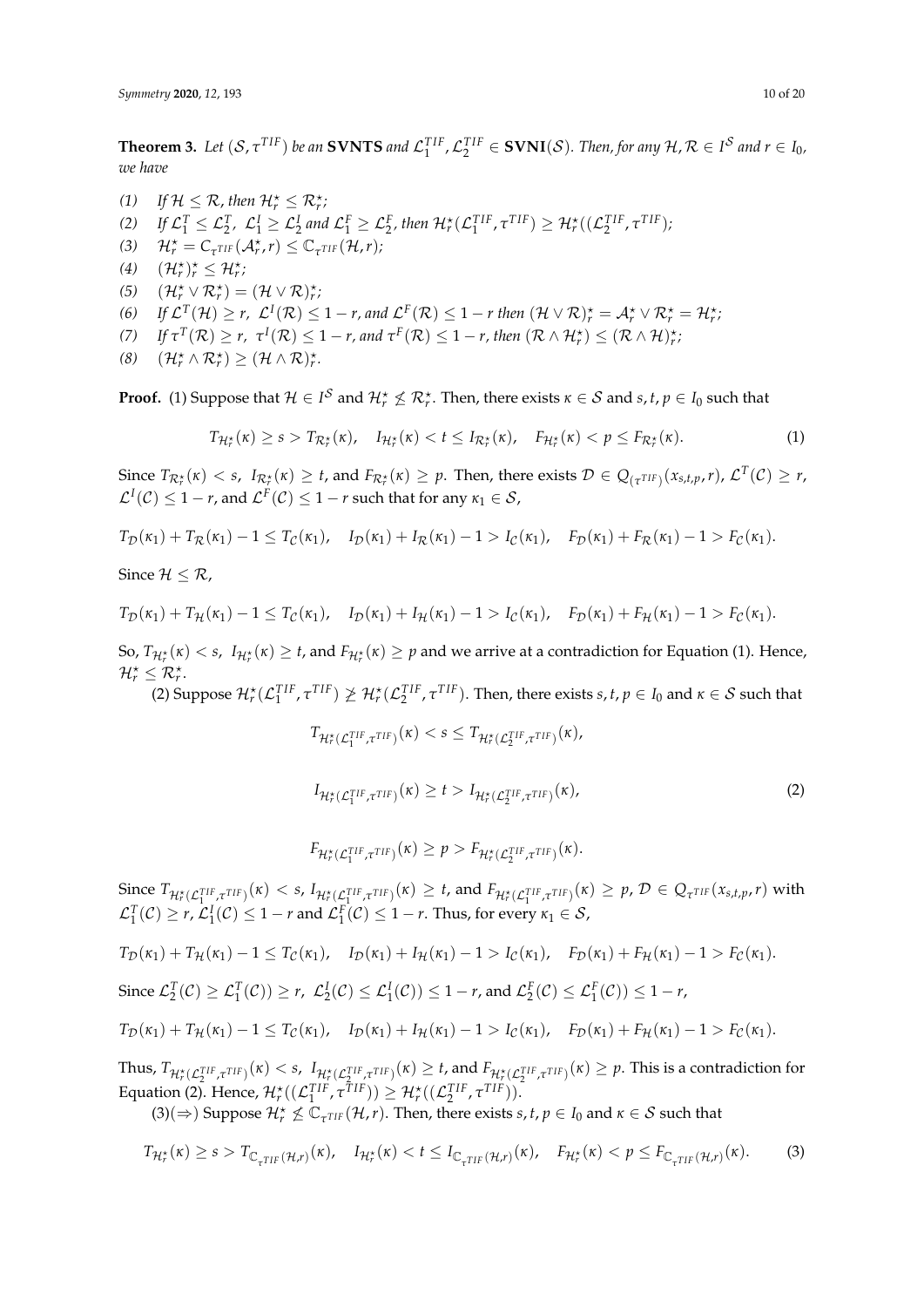**Theorem 3.** *Let $(\mathcal{S}, \tau^{TIF})$ be an* **SVNTS** *and $\mathcal{L}_1^{TIF}, \mathcal{L}_2^{TIF} \in$* **SVNI**$(\mathcal{S})$*. Then, for any $\mathcal{H}, \mathcal{R} \in I^{\mathcal{S}}$ and $r \in I_0$, we have*

*(1)* *If $\mathcal{H} \leq \mathcal{R}$, then $\mathcal{H}_r^{\star} \leq \mathcal{R}_r^{\star}$;*
*(2)* *If $\mathcal{L}_1^T \leq \mathcal{L}_2^T$, $\mathcal{L}_1^I \geq \mathcal{L}_2^I$ and $\mathcal{L}_1^F \geq \mathcal{L}_2^F$, then $\mathcal{H}_r^{\star}(\mathcal{L}_1^{TIF}, \tau^{TIF}) \geq \mathcal{H}_r^{\star}((\mathcal{L}_2^{TIF}, \tau^{TIF})$;*
*(3)* *$\mathcal{H}_r^{\star} = C_{\tau^{TIF}}(\mathcal{A}_r^{\star}, r) \leq \mathbb{C}_{\tau^{TIF}}(\mathcal{H}, r)$;*
*(4)* *$(\mathcal{H}_r^{\star})_r^{\star} \leq \mathcal{H}_r^{\star}$;*
*(5)* *$(\mathcal{H}_r^{\star} \vee \mathcal{R}_r^{\star}) = (\mathcal{H} \vee \mathcal{R})_r^{\star}$;*
*(6)* *If $\mathcal{L}^T(\mathcal{H}) \geq r$, $\mathcal{L}^I(\mathcal{R}) \leq 1-r$, and $\mathcal{L}^F(\mathcal{R}) \leq 1-r$ then $(\mathcal{H} \vee \mathcal{R})_r^{\star} = \mathcal{A}_r^{\star} \vee \mathcal{R}_r^{\star} = \mathcal{H}_r^{\star}$;*
*(7)* *If $\tau^T(\mathcal{R}) \geq r$, $\tau^I(\mathcal{R}) \leq 1-r$, and $\tau^F(\mathcal{R}) \leq 1-r$, then $(\mathcal{R} \wedge \mathcal{H}_r^{\star}) \leq (\mathcal{R} \wedge \mathcal{H})_r^{\star}$;*
*(8)* *$(\mathcal{H}_r^{\star} \wedge \mathcal{R}_r^{\star}) \geq (\mathcal{H} \wedge \mathcal{R})_r^{\star}$.*

**Proof.** (1) Suppose that $\mathcal{H} \in I^{\mathcal{S}}$ and $\mathcal{H}_r^{\star} \not\leq \mathcal{R}_r^{\star}$. Then, there exists $\kappa \in \mathcal{S}$ and $s, t, p \in I_0$ such that

$$T_{\mathcal{H}_r^{\star}}(\kappa) \geq s > T_{\mathcal{R}_r^{\star}}(\kappa), \quad I_{\mathcal{H}_r^{\star}}(\kappa) < t \leq I_{\mathcal{R}_r^{\star}}(\kappa), \quad F_{\mathcal{H}_r^{\star}}(\kappa) < p \leq F_{\mathcal{R}_r^{\star}}(\kappa). \tag{1}$$

Since $T_{\mathcal{R}_r^{\star}}(\kappa) < s$, $I_{\mathcal{R}_r^{\star}}(\kappa) \geq t$, and $F_{\mathcal{R}_r^{\star}}(\kappa) \geq p$. Then, there exists $\mathcal{D} \in Q_{(\tau^{TIF})}(x_{s,t,p}, r)$, $\mathcal{L}^T(\mathcal{C}) \geq r$, $\mathcal{L}^I(\mathcal{C}) \leq 1-r$, and $\mathcal{L}^F(\mathcal{C}) \leq 1-r$ such that for any $\kappa_1 \in \mathcal{S}$,

$$T_{\mathcal{D}}(\kappa_1) + T_{\mathcal{R}}(\kappa_1) - 1 \leq T_{\mathcal{C}}(\kappa_1), \quad I_{\mathcal{D}}(\kappa_1) + I_{\mathcal{R}}(\kappa_1) - 1 > I_{\mathcal{C}}(\kappa_1), \quad F_{\mathcal{D}}(\kappa_1) + F_{\mathcal{R}}(\kappa_1) - 1 > F_{\mathcal{C}}(\kappa_1).$$

Since $\mathcal{H} \leq \mathcal{R}$,

$$T_{\mathcal{D}}(\kappa_1) + T_{\mathcal{H}}(\kappa_1) - 1 \leq T_{\mathcal{C}}(\kappa_1), \quad I_{\mathcal{D}}(\kappa_1) + I_{\mathcal{H}}(\kappa_1) - 1 > I_{\mathcal{C}}(\kappa_1), \quad F_{\mathcal{D}}(\kappa_1) + F_{\mathcal{H}}(\kappa_1) - 1 > F_{\mathcal{C}}(\kappa_1).$$

So, $T_{\mathcal{H}_r^{\star}}(\kappa) < s$, $I_{\mathcal{H}_r^{\star}}(\kappa) \geq t$, and $F_{\mathcal{H}_r^{\star}}(\kappa) \geq p$ and we arrive at a contradiction for Equation (1). Hence, $\mathcal{H}_r^{\star} \leq \mathcal{R}_r^{\star}$.

(2) Suppose $\mathcal{H}_r^{\star}(\mathcal{L}_1^{TIF}, \tau^{TIF}) \not\geq \mathcal{H}_r^{\star}(\mathcal{L}_2^{TIF}, \tau^{TIF})$. Then, there exists $s, t, p \in I_0$ and $\kappa \in \mathcal{S}$ such that

$$T_{\mathcal{H}_r^{\star}(\mathcal{L}_1^{TIF}, \tau^{TIF})}(\kappa) < s \leq T_{\mathcal{H}_r^{\star}(\mathcal{L}_2^{TIF}, \tau^{TIF})}(\kappa),$$

$$I_{\mathcal{H}_r^{\star}(\mathcal{L}_1^{TIF}, \tau^{TIF})}(\kappa) \geq t > I_{\mathcal{H}_r^{\star}(\mathcal{L}_2^{TIF}, \tau^{TIF})}(\kappa), \tag{2}$$

$$F_{\mathcal{H}_r^{\star}(\mathcal{L}_1^{TIF}, \tau^{TIF})}(\kappa) \geq p > F_{\mathcal{H}_r^{\star}(\mathcal{L}_2^{TIF}, \tau^{TIF})}(\kappa).$$

Since $T_{\mathcal{H}_r^{\star}(\mathcal{L}_1^{TIF}, \tau^{TIF})}(\kappa) < s$, $I_{\mathcal{H}_r^{\star}(\mathcal{L}_1^{TIF}, \tau^{TIF})}(\kappa) \geq t$, and $F_{\mathcal{H}_r^{\star}(\mathcal{L}_1^{TIF}, \tau^{TIF})}(\kappa) \geq p$, $\mathcal{D} \in Q_{\tau^{TIF}}(x_{s,t,p}, r)$ with $\mathcal{L}_1^T(\mathcal{C}) \geq r$, $\mathcal{L}_1^I(\mathcal{C}) \leq 1-r$ and $\mathcal{L}_1^F(\mathcal{C}) \leq 1-r$. Thus, for every $\kappa_1 \in \mathcal{S}$,

$$T_{\mathcal{D}}(\kappa_1) + T_{\mathcal{H}}(\kappa_1) - 1 \leq T_{\mathcal{C}}(\kappa_1), \quad I_{\mathcal{D}}(\kappa_1) + I_{\mathcal{H}}(\kappa_1) - 1 > I_{\mathcal{C}}(\kappa_1), \quad F_{\mathcal{D}}(\kappa_1) + F_{\mathcal{H}}(\kappa_1) - 1 > F_{\mathcal{C}}(\kappa_1).$$

Since $\mathcal{L}_2^T(\mathcal{C}) \geq \mathcal{L}_1^T(\mathcal{C})) \geq r$, $\mathcal{L}_2^I(\mathcal{C}) \leq \mathcal{L}_1^I(\mathcal{C})) \leq 1-r$, and $\mathcal{L}_2^F(\mathcal{C}) \leq \mathcal{L}_1^F(\mathcal{C})) \leq 1-r$,

$$T_{\mathcal{D}}(\kappa_1) + T_{\mathcal{H}}(\kappa_1) - 1 \leq T_{\mathcal{C}}(\kappa_1), \quad I_{\mathcal{D}}(\kappa_1) + I_{\mathcal{H}}(\kappa_1) - 1 > I_{\mathcal{C}}(\kappa_1), \quad F_{\mathcal{D}}(\kappa_1) + F_{\mathcal{H}}(\kappa_1) - 1 > F_{\mathcal{C}}(\kappa_1).$$

Thus, $T_{\mathcal{H}_r^{\star}(\mathcal{L}_2^{TIF}, \tau^{TIF})}(\kappa) < s$, $I_{\mathcal{H}_r^{\star}(\mathcal{L}_2^{TIF}, \tau^{TIF})}(\kappa) \geq t$, and $F_{\mathcal{H}_r^{\star}(\mathcal{L}_2^{TIF}, \tau^{TIF})}(\kappa) \geq p$. This is a contradiction for Equation (2). Hence, $\mathcal{H}_r^{\star}((\mathcal{L}_1^{TIF}, \tau^{TIF})) \geq \mathcal{H}_r^{\star}((\mathcal{L}_2^{TIF}, \tau^{TIF}))$.

(3)($\Rightarrow$) Suppose $\mathcal{H}_r^{\star} \not\leq \mathbb{C}_{\tau^{TIF}}(\mathcal{H}, r)$. Then, there exists $s, t, p \in I_0$ and $\kappa \in \mathcal{S}$ such that

$$T_{\mathcal{H}_r^{\star}}(\kappa) \geq s > T_{\mathbb{C}_{\tau^{TIF}}(\mathcal{H}, r)}(\kappa), \quad I_{\mathcal{H}_r^{\star}}(\kappa) < t \leq I_{\mathbb{C}_{\tau^{TIF}}(\mathcal{H}, r)}(\kappa), \quad F_{\mathcal{H}_r^{\star}}(\kappa) < p \leq F_{\mathbb{C}_{\tau^{TIF}}(\mathcal{H}, r)}(\kappa). \tag{3}$$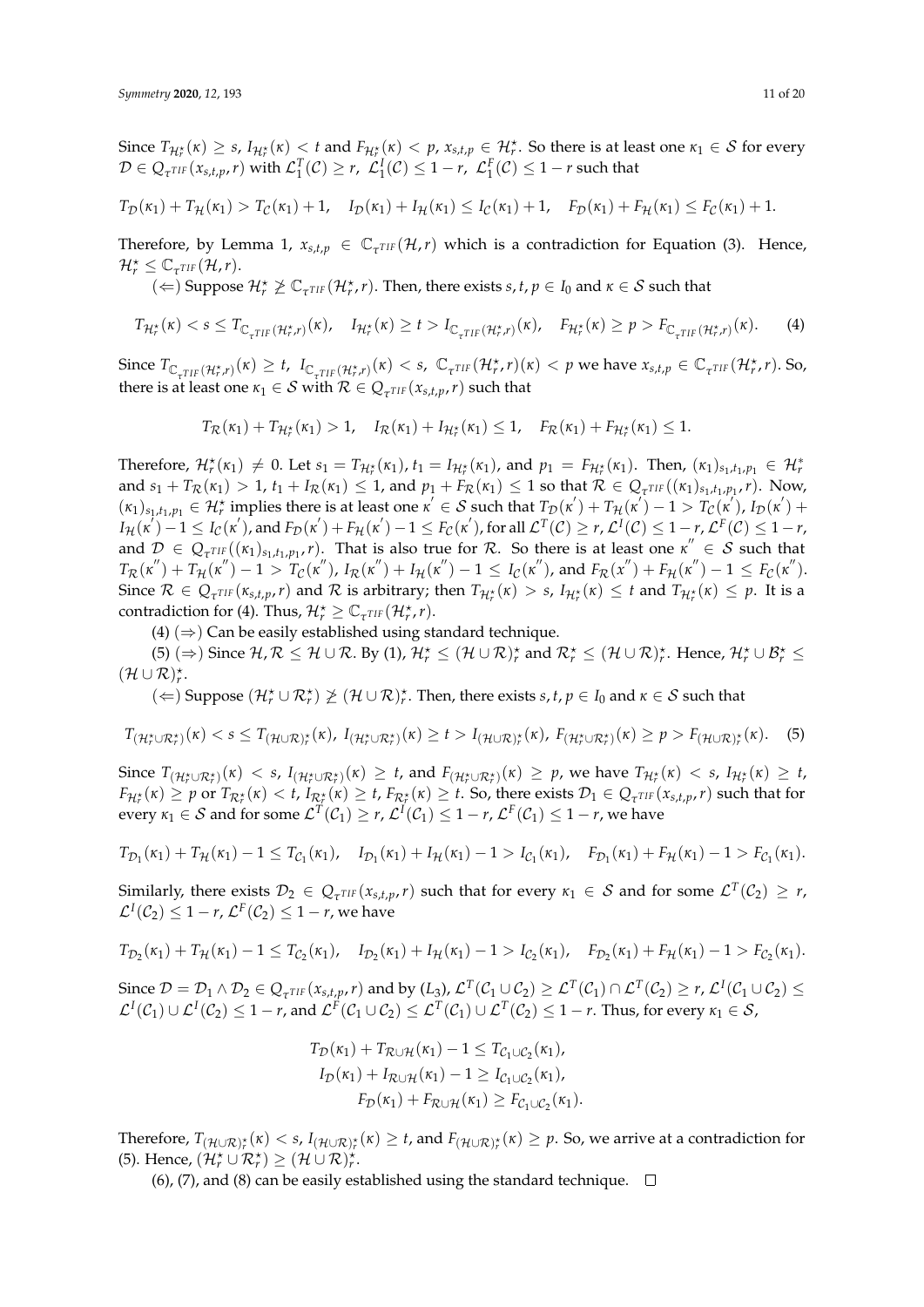Since $T_{\mathcal{H}_r^\star}(\kappa) \geq s$, $I_{\mathcal{H}_r^\star}(\kappa) < t$ and $F_{\mathcal{H}_r^\star}(\kappa) < p$, $x_{s,t,p} \in \mathcal{H}_r^\star$. So there is at least one $\kappa_1 \in \mathcal{S}$ for every $\mathcal{D} \in Q_{\tau^{TIF}}(x_{s,t,p}, r)$ with $\mathcal{L}_1^T(\mathcal{C}) \geq r$, $\mathcal{L}_1^I(\mathcal{C}) \leq 1-r$, $\mathcal{L}_1^F(\mathcal{C}) \leq 1-r$ such that

$$T_{\mathcal{D}}(\kappa_1) + T_{\mathcal{H}}(\kappa_1) > T_{\mathcal{C}}(\kappa_1) + 1, \quad I_{\mathcal{D}}(\kappa_1) + I_{\mathcal{H}}(\kappa_1) \leq I_{\mathcal{C}}(\kappa_1) + 1, \quad F_{\mathcal{D}}(\kappa_1) + F_{\mathcal{H}}(\kappa_1) \leq F_{\mathcal{C}}(\kappa_1) + 1.$$

Therefore, by Lemma 1, $x_{s,t,p} \in \mathbb{C}_{\tau^{TIF}}(\mathcal{H}, r)$ which is a contradiction for Equation (3). Hence, $\mathcal{H}_r^\star \leq \mathbb{C}_{\tau^{TIF}}(\mathcal{H}, r)$.

($\Leftarrow$) Suppose $\mathcal{H}_r^\star \ngeq \mathbb{C}_{\tau^{TIF}}(\mathcal{H}_r^\star, r)$. Then, there exists $s, t, p \in I_0$ and $\kappa \in \mathcal{S}$ such that

$$T_{\mathcal{H}_r^\star}(\kappa) < s \leq T_{\mathbb{C}_{\tau^{TIF}}(\mathcal{H}_r^\star, r)}(\kappa), \quad I_{\mathcal{H}_r^\star}(\kappa) \geq t > I_{\mathbb{C}_{\tau^{TIF}}(\mathcal{H}_r^\star, r)}(\kappa), \quad F_{\mathcal{H}_r^\star}(\kappa) \geq p > F_{\mathbb{C}_{\tau^{TIF}}(\mathcal{H}_r^\star, r)}(\kappa). \tag{4}$$

Since $T_{\mathbb{C}_{\tau^{TIF}}(\mathcal{H}_r^\star, r)}(\kappa) \geq t$, $I_{\mathbb{C}_{\tau^{TIF}}(\mathcal{H}_r^\star, r)}(\kappa) < s$, $\mathbb{C}_{\tau^{TIF}}(\mathcal{H}_r^\star, r)(\kappa) < p$ we have $x_{s,t,p} \in \mathbb{C}_{\tau^{TIF}}(\mathcal{H}_r^\star, r)$. So, there is at least one $\kappa_1 \in \mathcal{S}$ with $\mathcal{R} \in Q_{\tau^{TIF}}(x_{s,t,p}, r)$ such that

$$T_{\mathcal{R}}(\kappa_1) + T_{\mathcal{H}_r^\star}(\kappa_1) > 1, \quad I_{\mathcal{R}}(\kappa_1) + I_{\mathcal{H}_r^\star}(\kappa_1) \leq 1, \quad F_{\mathcal{R}}(\kappa_1) + F_{\mathcal{H}_r^\star}(\kappa_1) \leq 1.$$

Therefore, $\mathcal{H}_r^\star(\kappa_1) \neq 0$. Let $s_1 = T_{\mathcal{H}_r^\star}(\kappa_1)$, $t_1 = I_{\mathcal{H}_r^\star}(\kappa_1)$, and $p_1 = F_{\mathcal{H}_r^\star}(\kappa_1)$. Then, $(\kappa_1)_{s_1,t_1,p_1} \in \mathcal{H}_r^*$ and $s_1 + T_{\mathcal{R}}(\kappa_1) > 1$, $t_1 + I_{\mathcal{R}}(\kappa_1) \leq 1$, and $p_1 + F_{\mathcal{R}}(\kappa_1) \leq 1$ so that $\mathcal{R} \in Q_{\tau^{TIF}}((\kappa_1)_{s_1,t_1,p_1}, r)$. Now, $(\kappa_1)_{s_1,t_1,p_1} \in \mathcal{H}_r^\star$ implies there is at least one $\kappa' \in \mathcal{S}$ such that $T_{\mathcal{D}}(\kappa') + T_{\mathcal{H}}(\kappa') - 1 > T_{\mathcal{C}}(\kappa')$, $I_{\mathcal{D}}(\kappa') + I_{\mathcal{H}}(\kappa') - 1 \leq I_{\mathcal{C}}(\kappa')$, and $F_{\mathcal{D}}(\kappa') + F_{\mathcal{H}}(\kappa') - 1 \leq F_{\mathcal{C}}(\kappa')$, for all $\mathcal{L}^T(\mathcal{C}) \geq r$, $\mathcal{L}^I(\mathcal{C}) \leq 1-r$, $\mathcal{L}^F(\mathcal{C}) \leq 1-r$, and $\mathcal{D} \in Q_{\tau^{TIF}}((\kappa_1)_{s_1,t_1,p_1}, r)$. That is also true for $\mathcal{R}$. So there is at least one $\kappa'' \in \mathcal{S}$ such that $T_{\mathcal{R}}(\kappa'') + T_{\mathcal{H}}(\kappa'') - 1 > T_{\mathcal{C}}(\kappa'')$, $I_{\mathcal{R}}(\kappa'') + I_{\mathcal{H}}(\kappa'') - 1 \leq I_{\mathcal{C}}(\kappa'')$, and $F_{\mathcal{R}}(x'') + F_{\mathcal{H}}(\kappa'') - 1 \leq F_{\mathcal{C}}(\kappa'')$. Since $\mathcal{R} \in Q_{\tau^{TIF}}(\kappa_{s,t,p}, r)$ and $\mathcal{R}$ is arbitrary; then $T_{\mathcal{H}_r^\star}(\kappa) > s$, $I_{\mathcal{H}_r^\star}(\kappa) \leq t$ and $T_{\mathcal{H}_r^\star}(\kappa) \leq p$. It is a contradiction for (4). Thus, $\mathcal{H}_r^\star \geq \mathbb{C}_{\tau^{TIF}}(\mathcal{H}_r^\star, r)$.

(4) ($\Rightarrow$) Can be easily established using standard technique.

(5) ($\Rightarrow$) Since $\mathcal{H}, \mathcal{R} \leq \mathcal{H} \cup \mathcal{R}$. By (1), $\mathcal{H}_r^\star \leq (\mathcal{H} \cup \mathcal{R})_r^\star$ and $\mathcal{R}_r^\star \leq (\mathcal{H} \cup \mathcal{R})_r^\star$. Hence, $\mathcal{H}_r^\star \cup \mathcal{B}_r^\star \leq (\mathcal{H} \cup \mathcal{R})_r^\star$.

($\Leftarrow$) Suppose $(\mathcal{H}_r^\star \cup \mathcal{R}_r^\star) \ngeq (\mathcal{H} \cup \mathcal{R})_r^\star$. Then, there exists $s, t, p \in I_0$ and $\kappa \in \mathcal{S}$ such that

$$T_{(\mathcal{H}_r^\star \cup \mathcal{R}_r^\star)}(\kappa) < s \leq T_{(\mathcal{H} \cup \mathcal{R})_r^\star}(\kappa),\ I_{(\mathcal{H}_r^\star \cup \mathcal{R}_r^\star)}(\kappa) \geq t > I_{(\mathcal{H} \cup \mathcal{R})_r^\star}(\kappa),\ F_{(\mathcal{H}_r^\star \cup \mathcal{R}_r^\star)}(\kappa) \geq p > F_{(\mathcal{H} \cup \mathcal{R})_r^\star}(\kappa). \tag{5}$$

Since $T_{(\mathcal{H}_r^\star \cup \mathcal{R}_r^\star)}(\kappa) < s$, $I_{(\mathcal{H}_r^\star \cup \mathcal{R}_r^\star)}(\kappa) \geq t$, and $F_{(\mathcal{H}_r^\star \cup \mathcal{R}_r^\star)}(\kappa) \geq p$, we have $T_{\mathcal{H}_r^\star}(\kappa) < s$, $I_{\mathcal{H}_r^\star}(\kappa) \geq t$, $F_{\mathcal{H}_r^\star}(\kappa) \geq p$ or $T_{\mathcal{R}_r^\star}(\kappa) < t$, $I_{\mathcal{R}_r^\star}(\kappa) \geq t$, $F_{\mathcal{R}_r^\star}(\kappa) \geq t$. So, there exists $\mathcal{D}_1 \in Q_{\tau^{TIF}}(x_{s,t,p}, r)$ such that for every $\kappa_1 \in \mathcal{S}$ and for some $\mathcal{L}^T(\mathcal{C}_1) \geq r$, $\mathcal{L}^I(\mathcal{C}_1) \leq 1-r$, $\mathcal{L}^F(\mathcal{C}_1) \leq 1-r$, we have

$$T_{\mathcal{D}_1}(\kappa_1) + T_{\mathcal{H}}(\kappa_1) - 1 \leq T_{\mathcal{C}_1}(\kappa_1), \quad I_{\mathcal{D}_1}(\kappa_1) + I_{\mathcal{H}}(\kappa_1) - 1 > I_{\mathcal{C}_1}(\kappa_1), \quad F_{\mathcal{D}_1}(\kappa_1) + F_{\mathcal{H}}(\kappa_1) - 1 > F_{\mathcal{C}_1}(\kappa_1).$$

Similarly, there exists $\mathcal{D}_2 \in Q_{\tau^{TIF}}(x_{s,t,p}, r)$ such that for every $\kappa_1 \in \mathcal{S}$ and for some $\mathcal{L}^T(\mathcal{C}_2) \geq r$, $\mathcal{L}^I(\mathcal{C}_2) \leq 1-r$, $\mathcal{L}^F(\mathcal{C}_2) \leq 1-r$, we have

$$T_{\mathcal{D}_2}(\kappa_1) + T_{\mathcal{H}}(\kappa_1) - 1 \leq T_{\mathcal{C}_2}(\kappa_1), \quad I_{\mathcal{D}_2}(\kappa_1) + I_{\mathcal{H}}(\kappa_1) - 1 > I_{\mathcal{C}_2}(\kappa_1), \quad F_{\mathcal{D}_2}(\kappa_1) + F_{\mathcal{H}}(\kappa_1) - 1 > F_{\mathcal{C}_2}(\kappa_1).$$

Since $\mathcal{D} = \mathcal{D}_1 \wedge \mathcal{D}_2 \in Q_{\tau^{TIF}}(x_{s,t,p}, r)$ and by $(L_3)$, $\mathcal{L}^T(\mathcal{C}_1 \cup \mathcal{C}_2) \geq \mathcal{L}^T(\mathcal{C}_1) \cap \mathcal{L}^T(\mathcal{C}_2) \geq r$, $\mathcal{L}^I(\mathcal{C}_1 \cup \mathcal{C}_2) \leq \mathcal{L}^I(\mathcal{C}_1) \cup \mathcal{L}^I(\mathcal{C}_2) \leq 1-r$, and $\mathcal{L}^F(\mathcal{C}_1 \cup \mathcal{C}_2) \leq \mathcal{L}^T(\mathcal{C}_1) \cup \mathcal{L}^T(\mathcal{C}_2) \leq 1-r$. Thus, for every $\kappa_1 \in \mathcal{S}$,

$$\begin{aligned}
T_{\mathcal{D}}(\kappa_1) + T_{\mathcal{R} \cup \mathcal{H}}(\kappa_1) - 1 &\leq T_{\mathcal{C}_1 \cup \mathcal{C}_2}(\kappa_1), \\
I_{\mathcal{D}}(\kappa_1) + I_{\mathcal{R} \cup \mathcal{H}}(\kappa_1) - 1 &\geq I_{\mathcal{C}_1 \cup \mathcal{C}_2}(\kappa_1), \\
F_{\mathcal{D}}(\kappa_1) + F_{\mathcal{R} \cup \mathcal{H}}(\kappa_1) &\geq F_{\mathcal{C}_1 \cup \mathcal{C}_2}(\kappa_1).
\end{aligned}$$

Therefore, $T_{(\mathcal{H} \cup \mathcal{R})_r^\star}(\kappa) < s$, $I_{(\mathcal{H} \cup \mathcal{R})_r^\star}(\kappa) \geq t$, and $F_{(\mathcal{H} \cup \mathcal{R})_r^\star}(\kappa) \geq p$. So, we arrive at a contradiction for (5). Hence, $(\mathcal{H}_r^\star \cup \mathcal{R}_r^\star) \geq (\mathcal{H} \cup \mathcal{R})_r^\star$.

(6), (7), and (8) can be easily established using the standard technique. □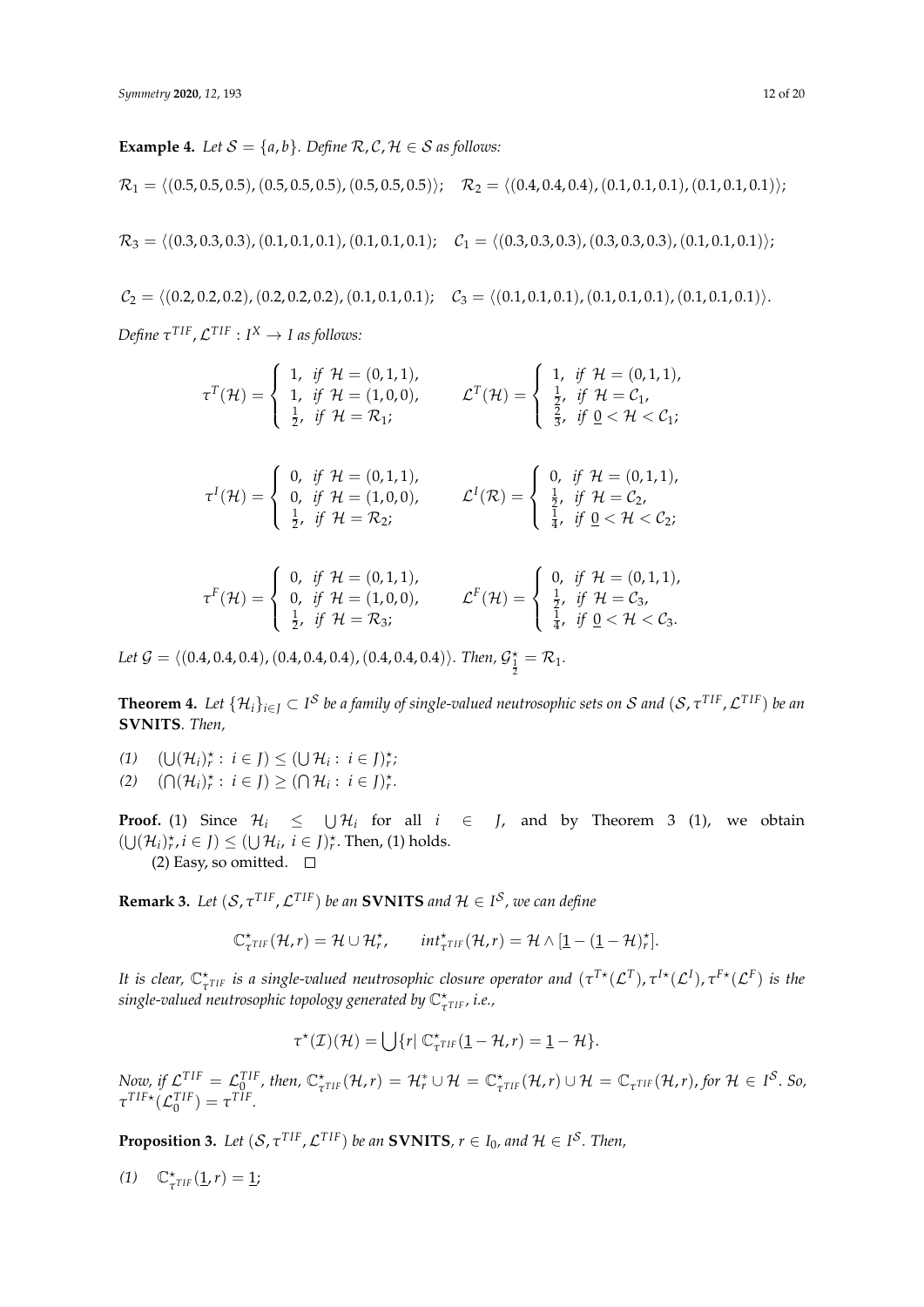**Example 4.** *Let $\mathcal{S} = \{a, b\}$. Define $\mathcal{R}, \mathcal{C}, \mathcal{H} \in \mathcal{S}$ as follows:*

$$\mathcal{R}_1 = \langle(0.5, 0.5, 0.5), (0.5, 0.5, 0.5), (0.5, 0.5, 0.5)\rangle; \quad \mathcal{R}_2 = \langle(0.4, 0.4, 0.4), (0.1, 0.1, 0.1), (0.1, 0.1, 0.1)\rangle;$$

$$\mathcal{R}_3 = \langle(0.3, 0.3, 0.3), (0.1, 0.1, 0.1), (0.1, 0.1, 0.1); \quad \mathcal{C}_1 = \langle(0.3, 0.3, 0.3), (0.3, 0.3, 0.3), (0.1, 0.1, 0.1)\rangle;$$

$$\mathcal{C}_2 = \langle(0.2, 0.2, 0.2), (0.2, 0.2, 0.2), (0.1, 0.1, 0.1); \quad \mathcal{C}_3 = \langle(0.1, 0.1, 0.1), (0.1, 0.1, 0.1), (0.1, 0.1, 0.1)\rangle.$$

*Define $\tau^{TIF}, \mathcal{L}^{TIF} : I^X \to I$ as follows:*

$$\tau^T(\mathcal{H}) = \begin{cases} 1, & \text{if } \mathcal{H} = (0,1,1), \\ 1, & \text{if } \mathcal{H} = (1,0,0), \\ \frac{1}{2}, & \text{if } \mathcal{H} = \mathcal{R}_1; \end{cases} \qquad \mathcal{L}^T(\mathcal{H}) = \begin{cases} 1, & \text{if } \mathcal{H} = (0,1,1), \\ \frac{1}{2}, & \text{if } \mathcal{H} = \mathcal{C}_1, \\ \frac{2}{3}, & \text{if } \underline{0} < \mathcal{H} < \mathcal{C}_1; \end{cases}$$

$$\tau^I(\mathcal{H}) = \begin{cases} 0, & \text{if } \mathcal{H} = (0,1,1), \\ 0, & \text{if } \mathcal{H} = (1,0,0), \\ \frac{1}{2}, & \text{if } \mathcal{H} = \mathcal{R}_2; \end{cases} \qquad \mathcal{L}^I(\mathcal{R}) = \begin{cases} 0, & \text{if } \mathcal{H} = (0,1,1), \\ \frac{1}{2}, & \text{if } \mathcal{H} = \mathcal{C}_2, \\ \frac{1}{4}, & \text{if } \underline{0} < \mathcal{H} < \mathcal{C}_2; \end{cases}$$

$$\tau^F(\mathcal{H}) = \begin{cases} 0, & \text{if } \mathcal{H} = (0,1,1), \\ 0, & \text{if } \mathcal{H} = (1,0,0), \\ \frac{1}{2}, & \text{if } \mathcal{H} = \mathcal{R}_3; \end{cases} \qquad \mathcal{L}^F(\mathcal{H}) = \begin{cases} 0, & \text{if } \mathcal{H} = (0,1,1), \\ \frac{1}{2}, & \text{if } \mathcal{H} = \mathcal{C}_3, \\ \frac{1}{4}, & \text{if } \underline{0} < \mathcal{H} < \mathcal{C}_3. \end{cases}$$

*Let $\mathcal{G} = \langle(0.4, 0.4, 0.4), (0.4, 0.4, 0.4), (0.4, 0.4, 0.4)\rangle$. Then, $\mathcal{G}^{\star}_{\frac{1}{2}} = \mathcal{R}_1$.*

**Theorem 4.** *Let $\{\mathcal{H}_i\}_{i \in J} \subset I^{\mathcal{S}}$ be a family of single-valued neutrosophic sets on $\mathcal{S}$ and $(\mathcal{S}, \tau^{TIF}, \mathcal{L}^{TIF})$ be an* **SVNITS***. Then,*

*(1)* $(\bigcup(\mathcal{H}_i)^{\star}_r : i \in J) \leq (\bigcup \mathcal{H}_i : i \in J)^{\star}_r$;
*(2)* $(\bigcap(\mathcal{H}_i)^{\star}_r : i \in J) \geq (\bigcap \mathcal{H}_i : i \in J)^{\star}_r$.

**Proof.** (1) Since $\mathcal{H}_i \leq \bigcup \mathcal{H}_i$ for all $i \in J$, and by Theorem 3 (1), we obtain $(\bigcup(\mathcal{H}_i)^{\star}_r, i \in J) \leq (\bigcup \mathcal{H}_i, i \in J)^{\star}_r$. Then, (1) holds.

(2) Easy, so omitted. □

**Remark 3.** *Let $(\mathcal{S}, \tau^{TIF}, \mathcal{L}^{TIF})$ be an* **SVNITS** *and $\mathcal{H} \in I^{\mathcal{S}}$, we can define*

$$\mathbb{C}^{\star}_{\tau^{TIF}}(\mathcal{H}, r) = \mathcal{H} \cup \mathcal{H}^{\star}_r, \qquad int^{\star}_{\tau^{TIF}}(\mathcal{H}, r) = \mathcal{H} \wedge [\underline{1} - (\underline{1} - \mathcal{H})^{\star}_r].$$

*It is clear, $\mathbb{C}^{\star}_{\tau^{TIF}}$ is a single-valued neutrosophic closure operator and $(\tau^{T\star}(\mathcal{L}^T), \tau^{I\star}(\mathcal{L}^I), \tau^{F\star}(\mathcal{L}^F)$ is the single-valued neutrosophic topology generated by $\mathbb{C}^{\star}_{\tau^{TIF}}$, i.e.,*

$$\tau^{\star}(\mathcal{I})(\mathcal{H}) = \bigcup\{r | \ \mathbb{C}^{\star}_{\tau^{TIF}}(\underline{1} - \mathcal{H}, r) = \underline{1} - \mathcal{H}\}.$$

*Now, if $\mathcal{L}^{TIF} = \mathcal{L}^{TIF}_0$, then, $\mathbb{C}^{\star}_{\tau^{TIF}}(\mathcal{H}, r) = \mathcal{H}^{*}_r \cup \mathcal{H} = \mathbb{C}^{\star}_{\tau^{TIF}}(\mathcal{H}, r) \cup \mathcal{H} = \mathbb{C}_{\tau^{TIF}}(\mathcal{H}, r)$, for $\mathcal{H} \in I^{\mathcal{S}}$. So, $\tau^{TIF\star}(\mathcal{L}^{TIF}_0) = \tau^{TIF}$.*

**Proposition 3.** *Let $(\mathcal{S}, \tau^{TIF}, \mathcal{L}^{TIF})$ be an* **SVNITS***, $r \in I_0$, and $\mathcal{H} \in I^{\mathcal{S}}$. Then,*

*(1)* $\mathbb{C}^{\star}_{\tau^{TIF}}(\underline{1}, r) = \underline{1}$;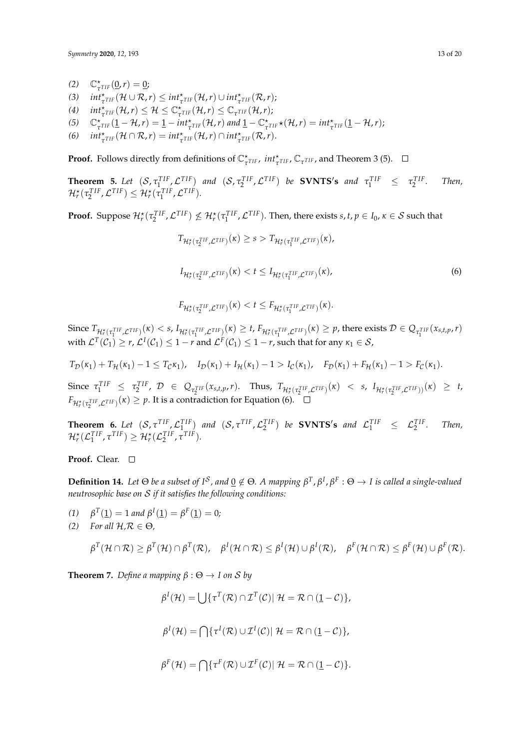(2) $\mathbb{C}^{\star}_{\tau^{TIF}}(\underline{0}, r) = \underline{0}$;

(3) $int^{\star}_{\tau^{TIF}}(\mathcal{H} \cup \mathcal{R}, r) \leq int^{\star}_{\tau^{TIF}}(\mathcal{H}, r) \cup int^{\star}_{\tau^{TIF}}(\mathcal{R}, r)$;

(4) $int^{\star}_{\tau^{TIF}}(\mathcal{H}, r) \leq \mathcal{H} \leq \mathbb{C}^{\star}_{\tau^{TIF}}(\mathcal{H}, r) \leq \mathbb{C}_{\tau^{TIF}}(\mathcal{H}, r)$;

(5) $\mathbb{C}^{\star}_{\tau^{TIF}}(\underline{1} - \mathcal{H}, r) = \underline{1} - int^{\star}_{\tau^{TIF}}(\mathcal{H}, r)$ and $\underline{1} - \mathbb{C}^{\star}_{\tau^{TIF}\star}(\mathcal{H}, r) = int^{\star}_{\tau^{TIF}}(\underline{1} - \mathcal{H}, r)$;

(6) $int^{\star}_{\tau^{TIF}}(\mathcal{H} \cap \mathcal{R}, r) = int^{\star}_{\tau^{TIF}}(\mathcal{H}, r) \cap int^{\star}_{\tau^{TIF}}(\mathcal{R}, r)$.

**Proof.** Follows directly from definitions of $\mathbb{C}^{\star}_{\tau^{TIF}}$, $int^{\star}_{\tau^{TIF}}$, $\mathbb{C}_{\tau^{TIF}}$, and Theorem 3 (5). □

**Theorem 5.** *Let $(\mathcal{S}, \tau_1^{TIF}, \mathcal{L}^{TIF})$ and $(\mathcal{S}, \tau_2^{TIF}, \mathcal{L}^{TIF})$ be* **SVNTS′s** *and $\tau_1^{TIF} \leq \tau_2^{TIF}$. Then, $\mathcal{H}^{\star}_r(\tau_2^{TIF}, \mathcal{L}^{TIF}) \leq \mathcal{H}^{\star}_r(\tau_1^{TIF}, \mathcal{L}^{TIF})$.*

**Proof.** Suppose $\mathcal{H}^{\star}_r(\tau_2^{TIF}, \mathcal{L}^{TIF}) \not\leq \mathcal{H}^{\star}_r(\tau_1^{TIF}, \mathcal{L}^{TIF})$. Then, there exists $s, t, p \in I_0$, $\kappa \in \mathcal{S}$ such that

$$T_{\mathcal{H}^{\star}_r(\tau_2^{TIF}, \mathcal{L}^{TIF})}(\kappa) \geq s > T_{\mathcal{H}^{\star}_r(\tau_1^{TIF}, \mathcal{L}^{TIF})}(\kappa),$$

$$I_{\mathcal{H}^{\star}_r(\tau_2^{TIF}, \mathcal{L}^{TIF})}(\kappa) < t \leq I_{\mathcal{H}^{\star}_r(\tau_1^{TIF}, \mathcal{L}^{TIF})}(\kappa), \tag{6}$$

$$F_{\mathcal{H}^{\star}_r(\tau_2^{TIF}, \mathcal{L}^{TIF})}(\kappa) < t \leq F_{\mathcal{H}^{\star}_r(\tau_1^{TIF}, \mathcal{L}^{TIF})}(\kappa).$$

Since $T_{\mathcal{H}^{\star}_r(\tau_1^{TIF}, \mathcal{L}^{TIF})}(\kappa) < s$, $I_{\mathcal{H}^{\star}_r(\tau_1^{TIF}, \mathcal{L}^{TIF})}(\kappa) \geq t$, $F_{\mathcal{H}^{\star}_r(\tau_1^{TIF}, \mathcal{L}^{TIF})}(\kappa) \geq p$, there exists $\mathcal{D} \in Q_{\tau_1^{TIF}}(x_{s,t,p}, r)$ with $\mathcal{L}^T(\mathcal{C}_1) \geq r$, $\mathcal{L}^I(\mathcal{C}_1) \leq 1 - r$ and $\mathcal{L}^F(\mathcal{C}_1) \leq 1 - r$, such that for any $\kappa_1 \in \mathcal{S}$,

$$T_{\mathcal{D}}(\kappa_1) + T_{\mathcal{H}}(\kappa_1) - 1 \leq T_{\mathcal{C}}\kappa_1), \quad I_{\mathcal{D}}(\kappa_1) + I_{\mathcal{H}}(\kappa_1) - 1 > I_{\mathcal{C}}(\kappa_1), \quad F_{\mathcal{D}}(\kappa_1) + F_{\mathcal{H}}(\kappa_1) - 1 > F_{\mathcal{C}}(\kappa_1).$$

Since $\tau_1^{TIF} \leq \tau_2^{TIF}$, $\mathcal{D} \in Q_{\tau_2^{TIF}}(x_{s,t,p}, r)$. Thus, $T_{\mathcal{H}^{\star}_r(\tau_2^{TIF}, \mathcal{L}^{TIF})}(\kappa) < s$, $I_{\mathcal{H}^{\star}_r(\tau_2^{TIF}, \mathcal{L}^{TIF}))}(\kappa) \geq t$, $F_{\mathcal{H}^{\star}_r(\tau_2^{TIF}, \mathcal{L}^{TIF})}(\kappa) \geq p$. It is a contradiction for Equation (6). □

**Theorem 6.** *Let $(\mathcal{S}, \tau^{TIF}, \mathcal{L}_1^{TIF})$ and $(\mathcal{S}, \tau^{TIF}, \mathcal{L}_2^{TIF})$ be* **SVNTS′s** *and $\mathcal{L}_1^{TIF} \leq \mathcal{L}_2^{TIF}$. Then, $\mathcal{H}^{\star}_r(\mathcal{L}_1^{TIF}, \tau^{TIF}) \geq \mathcal{H}^{\star}_r(\mathcal{L}_2^{TIF}, \tau^{TIF})$.*

**Proof.** Clear. □

**Definition 14.** *Let $\Theta$ be a subset of $I^{\mathcal{S}}$, and $\underline{0} \notin \Theta$. A mapping $\beta^T, \beta^I, \beta^F : \Theta \to I$ is called a single-valued neutrosophic base on $\mathcal{S}$ if it satisfies the following conditions:*

(1) $\beta^T(\underline{1}) = 1$ *and* $\beta^I(\underline{1}) = \beta^F(\underline{1}) = 0$;

(2) *For all* $\mathcal{H}, \mathcal{R} \in \Theta$,

$$\beta^T(\mathcal{H} \cap \mathcal{R}) \geq \beta^T(\mathcal{H}) \cap \beta^T(\mathcal{R}), \quad \beta^I(\mathcal{H} \cap \mathcal{R}) \leq \beta^I(\mathcal{H}) \cup \beta^I(\mathcal{R}), \quad \beta^F(\mathcal{H} \cap \mathcal{R}) \leq \beta^F(\mathcal{H}) \cup \beta^F(\mathcal{R}).$$

**Theorem 7.** *Define a mapping $\beta : \Theta \to I$ on $\mathcal{S}$ by*

$$\beta^I(\mathcal{H}) = \bigcup\{\tau^T(\mathcal{R}) \cap \mathcal{I}^T(\mathcal{C}) |\ \mathcal{H} = \mathcal{R} \cap (\underline{1} - \mathcal{C})\},$$

$$\beta^I(\mathcal{H}) = \bigcap\{\tau^I(\mathcal{R}) \cup \mathcal{I}^I(\mathcal{C}) |\ \mathcal{H} = \mathcal{R} \cap (\underline{1} - \mathcal{C})\},$$

$$\beta^F(\mathcal{H}) = \bigcap\{\tau^F(\mathcal{R}) \cup \mathcal{I}^F(\mathcal{C}) |\ \mathcal{H} = \mathcal{R} \cap (\underline{1} - \mathcal{C})\}.$$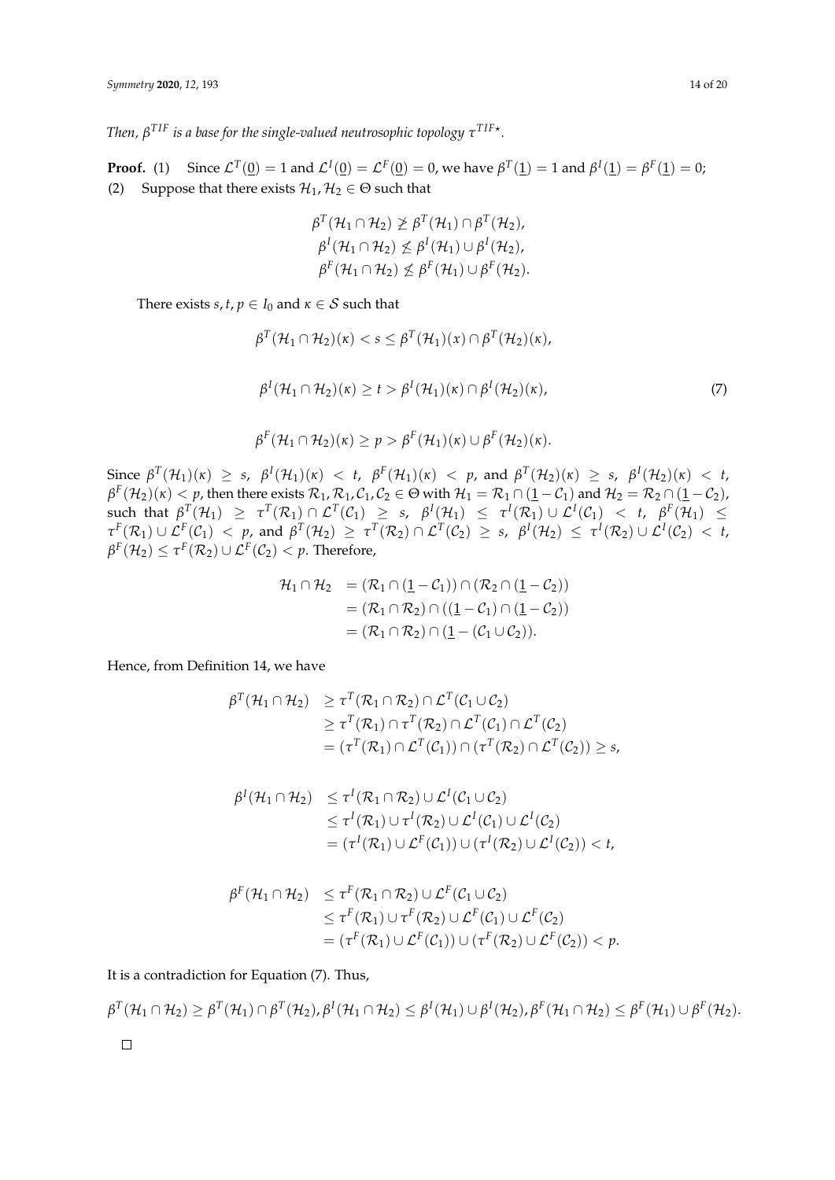*Then, $\beta^{TIF}$ is a base for the single-valued neutrosophic topology $\tau^{TIF\star}$.*

**Proof.** (1) Since $\mathcal{L}^T(\underline{0}) = 1$ and $\mathcal{L}^I(\underline{0}) = \mathcal{L}^F(\underline{0}) = 0$, we have $\beta^T(\underline{1}) = 1$ and $\beta^I(\underline{1}) = \beta^F(\underline{1}) = 0$;

(2) Suppose that there exists $\mathcal{H}_1, \mathcal{H}_2 \in \Theta$ such that

$$\beta^T(\mathcal{H}_1 \cap \mathcal{H}_2) \ngeq \beta^T(\mathcal{H}_1) \cap \beta^T(\mathcal{H}_2),$$
$$\beta^I(\mathcal{H}_1 \cap \mathcal{H}_2) \nleq \beta^I(\mathcal{H}_1) \cup \beta^I(\mathcal{H}_2),$$
$$\beta^F(\mathcal{H}_1 \cap \mathcal{H}_2) \nleq \beta^F(\mathcal{H}_1) \cup \beta^F(\mathcal{H}_2).$$

There exists $s, t, p \in I_0$ and $\kappa \in \mathcal{S}$ such that

$$\beta^T(\mathcal{H}_1 \cap \mathcal{H}_2)(\kappa) < s \leq \beta^T(\mathcal{H}_1)(x) \cap \beta^T(\mathcal{H}_2)(\kappa),$$

$$\beta^I(\mathcal{H}_1 \cap \mathcal{H}_2)(\kappa) \geq t > \beta^I(\mathcal{H}_1)(\kappa) \cap \beta^I(\mathcal{H}_2)(\kappa), \tag{7}$$

$$\beta^F(\mathcal{H}_1 \cap \mathcal{H}_2)(\kappa) \geq p > \beta^F(\mathcal{H}_1)(\kappa) \cup \beta^F(\mathcal{H}_2)(\kappa).$$

Since $\beta^T(\mathcal{H}_1)(\kappa) \geq s$, $\beta^I(\mathcal{H}_1)(\kappa) < t$, $\beta^F(\mathcal{H}_1)(\kappa) < p$, and $\beta^T(\mathcal{H}_2)(\kappa) \geq s$, $\beta^I(\mathcal{H}_2)(\kappa) < t$, $\beta^F(\mathcal{H}_2)(\kappa) < p$, then there exists $\mathcal{R}_1, \mathcal{R}_1, \mathcal{C}_1, \mathcal{C}_2 \in \Theta$ with $\mathcal{H}_1 = \mathcal{R}_1 \cap (\underline{1} - \mathcal{C}_1)$ and $\mathcal{H}_2 = \mathcal{R}_2 \cap (\underline{1} - \mathcal{C}_2)$, such that $\beta^T(\mathcal{H}_1) \geq \tau^T(\mathcal{R}_1) \cap \mathcal{L}^T(\mathcal{C}_1) \geq s$, $\beta^I(\mathcal{H}_1) \leq \tau^I(\mathcal{R}_1) \cup \mathcal{L}^I(\mathcal{C}_1) < t$, $\beta^F(\mathcal{H}_1) \leq \tau^F(\mathcal{R}_1) \cup \mathcal{L}^F(\mathcal{C}_1) < p$, and $\beta^T(\mathcal{H}_2) \geq \tau^T(\mathcal{R}_2) \cap \mathcal{L}^T(\mathcal{C}_2) \geq s$, $\beta^I(\mathcal{H}_2) \leq \tau^I(\mathcal{R}_2) \cup \mathcal{L}^I(\mathcal{C}_2) < t$, $\beta^F(\mathcal{H}_2) \leq \tau^F(\mathcal{R}_2) \cup \mathcal{L}^F(\mathcal{C}_2) < p$. Therefore,

$$\begin{aligned}
\mathcal{H}_1 \cap \mathcal{H}_2 &= (\mathcal{R}_1 \cap (\underline{1} - \mathcal{C}_1)) \cap (\mathcal{R}_2 \cap (\underline{1} - \mathcal{C}_2)) \\
&= (\mathcal{R}_1 \cap \mathcal{R}_2) \cap ((\underline{1} - \mathcal{C}_1) \cap (\underline{1} - \mathcal{C}_2)) \\
&= (\mathcal{R}_1 \cap \mathcal{R}_2) \cap (\underline{1} - (\mathcal{C}_1 \cup \mathcal{C}_2)).
\end{aligned}$$

Hence, from Definition 14, we have

$$\begin{aligned}
\beta^T(\mathcal{H}_1 \cap \mathcal{H}_2) &\geq \tau^T(\mathcal{R}_1 \cap \mathcal{R}_2) \cap \mathcal{L}^T(\mathcal{C}_1 \cup \mathcal{C}_2) \\
&\geq \tau^T(\mathcal{R}_1) \cap \tau^T(\mathcal{R}_2) \cap \mathcal{L}^T(\mathcal{C}_1) \cap \mathcal{L}^T(\mathcal{C}_2) \\
&= (\tau^T(\mathcal{R}_1) \cap \mathcal{L}^T(\mathcal{C}_1)) \cap (\tau^T(\mathcal{R}_2) \cap \mathcal{L}^T(\mathcal{C}_2)) \geq s,
\end{aligned}$$

$$\begin{aligned}
\beta^I(\mathcal{H}_1 \cap \mathcal{H}_2) &\leq \tau^I(\mathcal{R}_1 \cap \mathcal{R}_2) \cup \mathcal{L}^I(\mathcal{C}_1 \cup \mathcal{C}_2) \\
&\leq \tau^I(\mathcal{R}_1) \cup \tau^I(\mathcal{R}_2) \cup \mathcal{L}^I(\mathcal{C}_1) \cup \mathcal{L}^I(\mathcal{C}_2) \\
&= (\tau^I(\mathcal{R}_1) \cup \mathcal{L}^F(\mathcal{C}_1)) \cup (\tau^I(\mathcal{R}_2) \cup \mathcal{L}^I(\mathcal{C}_2)) < t,
\end{aligned}$$

$$\begin{aligned}
\beta^F(\mathcal{H}_1 \cap \mathcal{H}_2) &\leq \tau^F(\mathcal{R}_1 \cap \mathcal{R}_2) \cup \mathcal{L}^F(\mathcal{C}_1 \cup \mathcal{C}_2) \\
&\leq \tau^F(\mathcal{R}_1) \cup \tau^F(\mathcal{R}_2) \cup \mathcal{L}^F(\mathcal{C}_1) \cup \mathcal{L}^F(\mathcal{C}_2) \\
&= (\tau^F(\mathcal{R}_1) \cup \mathcal{L}^F(\mathcal{C}_1)) \cup (\tau^F(\mathcal{R}_2) \cup \mathcal{L}^F(\mathcal{C}_2)) < p.
\end{aligned}$$

It is a contradiction for Equation (7). Thus,

$$\beta^T(\mathcal{H}_1 \cap \mathcal{H}_2) \geq \beta^T(\mathcal{H}_1) \cap \beta^T(\mathcal{H}_2), \beta^I(\mathcal{H}_1 \cap \mathcal{H}_2) \leq \beta^I(\mathcal{H}_1) \cup \beta^I(\mathcal{H}_2), \beta^F(\mathcal{H}_1 \cap \mathcal{H}_2) \leq \beta^F(\mathcal{H}_1) \cup \beta^F(\mathcal{H}_2).$$

□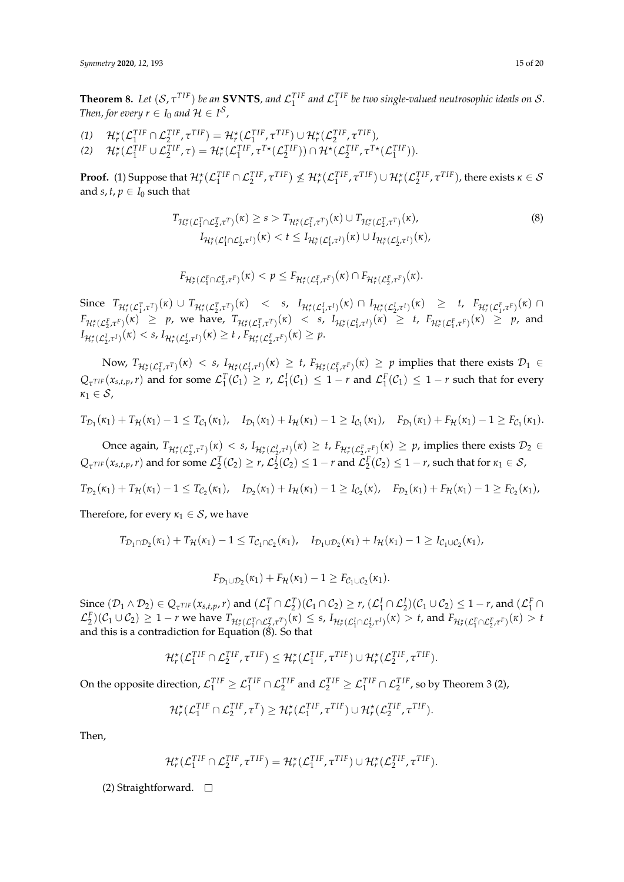**Theorem 8.** *Let $(\mathcal{S}, \tau^{TIF})$ be an* **SVNTS***, and $\mathcal{L}_1^{TIF}$ and $\mathcal{L}_1^{TIF}$ be two single-valued neutrosophic ideals on $\mathcal{S}$. Then, for every $r \in I_0$ and $\mathcal{H} \in I^{\mathcal{S}}$,*

*(1)* $\mathcal{H}_r^\star(\mathcal{L}_1^{TIF} \cap \mathcal{L}_2^{TIF}, \tau^{TIF}) = \mathcal{H}_r^\star(\mathcal{L}_1^{TIF}, \tau^{TIF}) \cup \mathcal{H}_r^\star(\mathcal{L}_2^{TIF}, \tau^{TIF})$,

*(2)* $\mathcal{H}_r^\star(\mathcal{L}_1^{TIF} \cup \mathcal{L}_2^{TIF}, \tau) = \mathcal{H}_r^\star(\mathcal{L}_1^{TIF}, \tau^{T\star}(\mathcal{L}_2^{TIF})) \cap \mathcal{H}^\star(\mathcal{L}_2^{TIF}, \tau^{T\star}(\mathcal{L}_1^{TIF}))$.

**Proof.** (1) Suppose that $\mathcal{H}_r^\star(\mathcal{L}_1^{TIF} \cap \mathcal{L}_2^{TIF}, \tau^{TIF}) \not\leq \mathcal{H}_r^\star(\mathcal{L}_1^{TIF}, \tau^{TIF}) \cup \mathcal{H}_r^\star(\mathcal{L}_2^{TIF}, \tau^{TIF})$, there exists $\kappa \in \mathcal{S}$ and $s, t, p \in I_0$ such that

$$T_{\mathcal{H}_r^\star(\mathcal{L}_1^T \cap \mathcal{L}_2^T, \tau^T)}(\kappa) \geq s > T_{\mathcal{H}_r^\star(\mathcal{L}_1^T, \tau^T)}(\kappa) \cup T_{\mathcal{H}_r^\star(\mathcal{L}_2^T, \tau^T)}(\kappa), \tag{8}$$
$$I_{\mathcal{H}_r^\star(\mathcal{L}_1^I \cap \mathcal{L}_2^I, \tau^I)}(\kappa) < t \leq I_{\mathcal{H}_r^\star(\mathcal{L}_1^I, \tau^I)}(\kappa) \cup I_{\mathcal{H}_r^\star(\mathcal{L}_2^I, \tau^I)}(\kappa),$$

$$F_{\mathcal{H}_r^\star(\mathcal{L}_1^F \cap \mathcal{L}_2^F, \tau^F)}(\kappa) < p \leq F_{\mathcal{H}_r^\star(\mathcal{L}_1^F, \tau^F)}(\kappa) \cap F_{\mathcal{H}_r^\star(\mathcal{L}_2^F, \tau^F)}(\kappa).$$

Since $T_{\mathcal{H}_r^\star(\mathcal{L}_1^T, \tau^T)}(\kappa) \cup T_{\mathcal{H}_r^\star(\mathcal{L}_2^T, \tau^T)}(\kappa) < s$, $I_{\mathcal{H}_r^\star(\mathcal{L}_1^I, \tau^I)}(\kappa) \cap I_{\mathcal{H}_r^\star(\mathcal{L}_2^I, \tau^I)}(\kappa) \geq t$, $F_{\mathcal{H}_r^\star(\mathcal{L}_1^F, \tau^F)}(\kappa) \cap F_{\mathcal{H}_r^\star(\mathcal{L}_2^F, \tau^F)}(\kappa) \geq p$, we have, $T_{\mathcal{H}_r^\star(\mathcal{L}_1^T, \tau^T)}(\kappa) < s$, $I_{\mathcal{H}_r^\star(\mathcal{L}_1^I, \tau^I)}(\kappa) \geq t$, $F_{\mathcal{H}_r^\star(\mathcal{L}_1^F, \tau^F)}(\kappa) \geq p$, and $I_{\mathcal{H}_r^\star(\mathcal{L}_2^I, \tau^I)}(\kappa) < s$, $I_{\mathcal{H}_r^\star(\mathcal{L}_2^I, \tau^I)}(\kappa) \geq t$ , $F_{\mathcal{H}_r^\star(\mathcal{L}_2^F, \tau^F)}(\kappa) \geq p$.

Now, $T_{\mathcal{H}_r^\star(\mathcal{L}_1^T, \tau^T)}(\kappa) < s$, $I_{\mathcal{H}_r^\star(\mathcal{L}_1^I, \tau^I)}(\kappa) \geq t$, $F_{\mathcal{H}_r^\star(\mathcal{L}_1^F, \tau^F)}(\kappa) \geq p$ implies that there exists $\mathcal{D}_1 \in Q_{\tau^{TIF}}(x_{s,t,p}, r)$ and for some $\mathcal{L}_1^T(\mathcal{C}_1) \geq r$, $\mathcal{L}_1^I(\mathcal{C}_1) \leq 1 - r$ and $\mathcal{L}_1^F(\mathcal{C}_1) \leq 1 - r$ such that for every $\kappa_1 \in \mathcal{S}$,

$$T_{\mathcal{D}_1}(\kappa_1) + T_{\mathcal{H}}(\kappa_1) - 1 \leq T_{\mathcal{C}_1}(\kappa_1), \quad I_{\mathcal{D}_1}(\kappa_1) + I_{\mathcal{H}}(\kappa_1) - 1 \geq I_{\mathcal{C}_1}(\kappa_1), \quad F_{\mathcal{D}_1}(\kappa_1) + F_{\mathcal{H}}(\kappa_1) - 1 \geq F_{\mathcal{C}_1}(\kappa_1).$$

Once again, $T_{\mathcal{H}_r^\star(\mathcal{L}_2^T, \tau^T)}(\kappa) < s$, $I_{\mathcal{H}_r^\star(\mathcal{L}_2^I, \tau^I)}(\kappa) \geq t$, $F_{\mathcal{H}_r^\star(\mathcal{L}_2^F, \tau^F)}(\kappa) \geq p$, implies there exists $\mathcal{D}_2 \in Q_{\tau^{TIF}}(x_{s,t,p}, r)$ and for some $\mathcal{L}_2^T(\mathcal{C}_2) \geq r$, $\mathcal{L}_2^I(\mathcal{C}_2) \leq 1 - r$ and $\mathcal{L}_2^F(\mathcal{C}_2) \leq 1 - r$, such that for $\kappa_1 \in \mathcal{S}$,

$$T_{\mathcal{D}_2}(\kappa_1) + T_{\mathcal{H}}(\kappa_1) - 1 \leq T_{\mathcal{C}_2}(\kappa_1), \quad I_{\mathcal{D}_2}(\kappa_1) + I_{\mathcal{H}}(\kappa_1) - 1 \geq I_{\mathcal{C}_2}(\kappa), \quad F_{\mathcal{D}_2}(\kappa_1) + F_{\mathcal{H}}(\kappa_1) - 1 \geq F_{\mathcal{C}_2}(\kappa_1),$$

Therefore, for every $\kappa_1 \in \mathcal{S}$, we have

$$T_{\mathcal{D}_1 \cap \mathcal{D}_2}(\kappa_1) + T_{\mathcal{H}}(\kappa_1) - 1 \leq T_{\mathcal{C}_1 \cap \mathcal{C}_2}(\kappa_1), \quad I_{\mathcal{D}_1 \cup \mathcal{D}_2}(\kappa_1) + I_{\mathcal{H}}(\kappa_1) - 1 \geq I_{\mathcal{C}_1 \cup \mathcal{C}_2}(\kappa_1),$$

$$F_{\mathcal{D}_1 \cup \mathcal{D}_2}(\kappa_1) + F_{\mathcal{H}}(\kappa_1) - 1 \geq F_{\mathcal{C}_1 \cup \mathcal{C}_2}(\kappa_1).$$

Since $(\mathcal{D}_1 \wedge \mathcal{D}_2) \in Q_{\tau^{TIF}}(x_{s,t,p}, r)$ and $(\mathcal{L}_1^T \cap \mathcal{L}_2^T)(\mathcal{C}_1 \cap \mathcal{C}_2) \geq r$, $(\mathcal{L}_1^I \cap \mathcal{L}_2^I)(\mathcal{C}_1 \cup \mathcal{C}_2) \leq 1 - r$, and $(\mathcal{L}_1^F \cap \mathcal{L}_2^F)(\mathcal{C}_1 \cup \mathcal{C}_2) \geq 1 - r$ we have $T_{\mathcal{H}_r^\star(\mathcal{L}_1^T \cap \mathcal{L}_2^T, \tau^T)}(\kappa) \leq s$, $I_{\mathcal{H}_r^\star(\mathcal{L}_1^I \cap \mathcal{L}_2^I, \tau^I)}(\kappa) > t$, and $F_{\mathcal{H}_r^\star(\mathcal{L}_1^F \cap \mathcal{L}_2^F, \tau^F)}(\kappa) > t$ and this is a contradiction for Equation (8). So that

$$\mathcal{H}_r^\star(\mathcal{L}_1^{TIF} \cap \mathcal{L}_2^{TIF}, \tau^{TIF}) \leq \mathcal{H}_r^\star(\mathcal{L}_1^{TIF}, \tau^{TIF}) \cup \mathcal{H}_r^\star(\mathcal{L}_2^{TIF}, \tau^{TIF}).$$

On the opposite direction, $\mathcal{L}_1^{TIF} \geq \mathcal{L}_1^{TIF} \cap \mathcal{L}_2^{TIF}$ and $\mathcal{L}_2^{TIF} \geq \mathcal{L}_1^{TIF} \cap \mathcal{L}_2^{TIF}$, so by Theorem 3 (2),

$$\mathcal{H}_r^\star(\mathcal{L}_1^{TIF} \cap \mathcal{L}_2^{TIF}, \tau^T) \geq \mathcal{H}_r^\star(\mathcal{L}_1^{TIF}, \tau^{TIF}) \cup \mathcal{H}_r^\star(\mathcal{L}_2^{TIF}, \tau^{TIF}).$$

Then,

$$\mathcal{H}_r^\star(\mathcal{L}_1^{TIF} \cap \mathcal{L}_2^{TIF}, \tau^{TIF}) = \mathcal{H}_r^\star(\mathcal{L}_1^{TIF}, \tau^{TIF}) \cup \mathcal{H}_r^\star(\mathcal{L}_2^{TIF}, \tau^{TIF}).$$

(2) Straightforward. □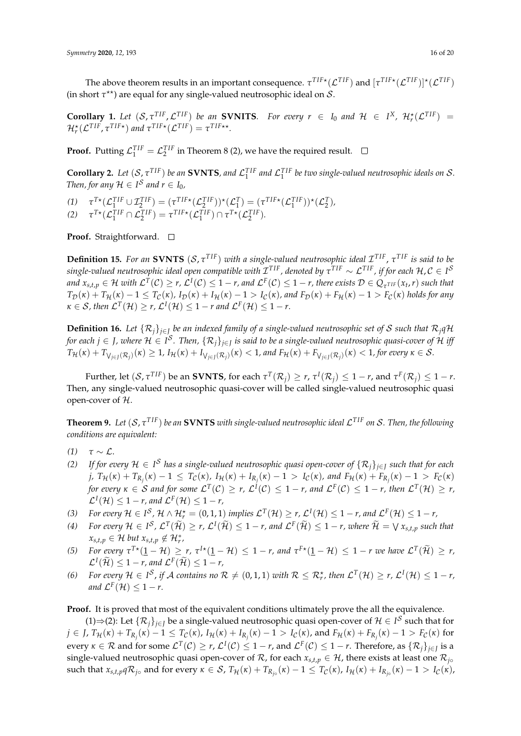The above theorem results in an important consequence. $\tau^{TIF\star}(\mathcal{L}^{TIF})$ and $[\tau^{TIF\star}(\mathcal{L}^{TIF})]^{\star}(\mathcal{L}^{TIF})$ (in short $\tau^{\star\star}$) are equal for any single-valued neutrosophic ideal on $\mathcal{S}$.

**Corollary 1.** *Let* $(\mathcal{S}, \tau^{TIF}, \mathcal{L}^{TIF})$ *be an* **SVNITS**. *For every* $r \in I_0$ *and* $\mathcal{H} \in I^X$, $\mathcal{H}^{\star}_r(\mathcal{L}^{TIF}) = \mathcal{H}^{\star}_r(\mathcal{L}^{TIF}, \tau^{TIF\star})$ *and* $\tau^{TIF\star}(\mathcal{L}^{TIF}) = \tau^{TIF\star\star}$.

**Proof.** Putting $\mathcal{L}^{TIF}_1 = \mathcal{L}^{TIF}_2$ in Theorem 8 (2), we have the required result. □

**Corollary 2.** *Let* $(\mathcal{S}, \tau^{TIF})$ *be an* **SVNTS**, *and* $\mathcal{L}^{TIF}_1$ *and* $\mathcal{L}^{TIF}_1$ *be two single-valued neutrosophic ideals on* $\mathcal{S}$. *Then, for any* $\mathcal{H} \in I^{\mathcal{S}}$ *and* $r \in I_0$,

*(1)* $\tau^{T\star}(\mathcal{L}^{TIF}_1 \cup \mathcal{I}^{TIF}_2) = (\tau^{TIF\star}(\mathcal{L}^{TIF}_2))^{\star}(\mathcal{L}^{T}_1) = (\tau^{TIF\star}(\mathcal{L}^{TIF}_1))^{\star}(\mathcal{L}^{T}_2)$,
*(2)* $\tau^{T\star}(\mathcal{L}^{TIF}_1 \cap \mathcal{L}^{TIF}_2) = \tau^{TIF\star}(\mathcal{L}^{TIF}_1) \cap \tau^{T\star}(\mathcal{L}^{TIF}_2)$.

**Proof.** Straightforward. □

**Definition 15.** *For an* **SVNTS** $(\mathcal{S}, \tau^{TIF})$ *with a single-valued neutrosophic ideal* $\mathcal{I}^{TIF}$, $\tau^{TIF}$ *is said to be single-valued neutrosophic ideal open compatible with* $\mathcal{I}^{TIF}$, *denoted by* $\tau^{TIF} \sim \mathcal{L}^{TIF}$, *if for each* $\mathcal{H}, \mathcal{C} \in I^{\mathcal{S}}$ *and* $x_{s,t,p} \in \mathcal{H}$ *with* $\mathcal{L}^{T}(\mathcal{C}) \geq r$, $\mathcal{L}^{I}(\mathcal{C}) \leq 1 - r$, *and* $\mathcal{L}^{F}(\mathcal{C}) \leq 1 - r$, *there exists* $\mathcal{D} \in Q_{\tau^{TIF}}(x_t, r)$ *such that* $T_{\mathcal{D}}(\kappa) + T_{\mathcal{H}}(\kappa) - 1 \leq T_{\mathcal{C}}(\kappa)$, $I_{\mathcal{D}}(\kappa) + I_{\mathcal{H}}(\kappa) - 1 > I_{\mathcal{C}}(\kappa)$, *and* $F_{\mathcal{D}}(\kappa) + F_{\mathcal{H}}(\kappa) - 1 > F_{\mathcal{C}}(\kappa)$ *holds for any* $\kappa \in \mathcal{S}$, *then* $\mathcal{L}^{T}(\mathcal{H}) \geq r$, $\mathcal{L}^{I}(\mathcal{H}) \leq 1 - r$ *and* $\mathcal{L}^{F}(\mathcal{H}) \leq 1 - r$.

**Definition 16.** *Let* $\{\mathcal{R}_j\}_{j \in J}$ *be an indexed family of a single-valued neutrosophic set of* $\mathcal{S}$ *such that* $\mathcal{R}_j q \mathcal{H}$ *for each* $j \in J$, *where* $\mathcal{H} \in I^{\mathcal{S}}$. *Then,* $\{\mathcal{R}_j\}_{j \in J}$ *is said to be a single-valued neutrosophic quasi-cover of* $\mathcal{H}$ *iff* $T_{\mathcal{H}}(\kappa) + T_{\bigvee_{j \in J}(\mathcal{R}_j)}(\kappa) \geq 1$, $I_{\mathcal{H}}(\kappa) + I_{\bigvee_{j \in J}(\mathcal{R}_j)}(\kappa) < 1$, *and* $F_{\mathcal{H}}(\kappa) + F_{\bigvee_{j \in J}(\mathcal{R}_j)}(\kappa) < 1$, *for every* $\kappa \in \mathcal{S}$.

Further, let $(\mathcal{S}, \tau^{TIF})$ be an **SVNTS**, for each $\tau^{T}(\mathcal{R}_j) \geq r$, $\tau^{I}(\mathcal{R}_j) \leq 1 - r$, and $\tau^{F}(\mathcal{R}_j) \leq 1 - r$. Then, any single-valued neutrosophic quasi-cover will be called single-valued neutrosophic quasi open-cover of $\mathcal{H}$.

**Theorem 9.** *Let* $(\mathcal{S}, \tau^{TIF})$ *be an* **SVNTS** *with single-valued neutrosophic ideal* $\mathcal{L}^{TIF}$ *on* $\mathcal{S}$. *Then, the following conditions are equivalent:*

*(1)* $\tau \sim \mathcal{L}$.
*(2)* *If for every* $\mathcal{H} \in I^{\mathcal{S}}$ *has a single-valued neutrosophic quasi open-cover of* $\{\mathcal{R}_j\}_{j \in J}$ *such that for each* $j$, $T_{\mathcal{H}}(\kappa) + T_{R_j}(\kappa) - 1 \leq T_{\mathcal{C}}(\kappa)$, $I_{\mathcal{H}}(\kappa) + I_{R_j}(\kappa) - 1 > I_{\mathcal{C}}(\kappa)$, *and* $F_{\mathcal{H}}(\kappa) + F_{R_j}(\kappa) - 1 > F_{\mathcal{C}}(\kappa)$ *for every* $\kappa \in \mathcal{S}$ *and for some* $\mathcal{L}^{T}(\mathcal{C}) \geq r$, $\mathcal{L}^{I}(\mathcal{C}) \leq 1 - r$, *and* $\mathcal{L}^{F}(\mathcal{C}) \leq 1 - r$, *then* $\mathcal{L}^{T}(\mathcal{H}) \geq r$, $\mathcal{L}^{I}(\mathcal{H}) \leq 1 - r$, *and* $\mathcal{L}^{F}(\mathcal{H}) \leq 1 - r$,
*(3)* *For every* $\mathcal{H} \in I^{\mathcal{S}}$, $\mathcal{H} \wedge \mathcal{H}^{\star}_r = (0, 1, 1)$ *implies* $\mathcal{L}^{T}(\mathcal{H}) \geq r$, $\mathcal{L}^{I}(\mathcal{H}) \leq 1 - r$, *and* $\mathcal{L}^{F}(\mathcal{H}) \leq 1 - r$,
*(4)* *For every* $\mathcal{H} \in I^{\mathcal{S}}$, $\mathcal{L}^{T}(\widetilde{\mathcal{H}}) \geq r$, $\mathcal{L}^{I}(\widetilde{\mathcal{H}}) \leq 1 - r$, *and* $\mathcal{L}^{F}(\widetilde{\mathcal{H}}) \leq 1 - r$, *where* $\widetilde{\mathcal{H}} = \bigvee x_{s,t,p}$ *such that* $x_{s,t,p} \in \mathcal{H}$ *but* $x_{s,t,p} \notin \mathcal{H}^{*}_r$,
*(5)* *For every* $\tau^{T\star}(\underline{1} - \mathcal{H}) \geq r$, $\tau^{I\star}(\underline{1} - \mathcal{H}) \leq 1 - r$, *and* $\tau^{F\star}(\underline{1} - \mathcal{H}) \leq 1 - r$ *we have* $\mathcal{L}^{T}(\widetilde{\mathcal{H}}) \geq r$, $\mathcal{L}^{I}(\widetilde{\mathcal{H}}) \leq 1 - r$, *and* $\mathcal{L}^{F}(\widetilde{\mathcal{H}}) \leq 1 - r$,
*(6)* *For every* $\mathcal{H} \in I^{\mathcal{S}}$, *if* $\mathcal{A}$ *contains no* $\mathcal{R} \neq (0, 1, 1)$ *with* $\mathcal{R} \leq \mathcal{R}^{\star}_r$, *then* $\mathcal{L}^{T}(\mathcal{H}) \geq r$, $\mathcal{L}^{I}(\mathcal{H}) \leq 1 - r$, *and* $\mathcal{L}^{F}(\mathcal{H}) \leq 1 - r$.

**Proof.** It is proved that most of the equivalent conditions ultimately prove the all the equivalence.

(1)⇒(2): Let $\{\mathcal{R}_j\}_{j \in J}$ be a single-valued neutrosophic quasi open-cover of $\mathcal{H} \in I^{\mathcal{S}}$ such that for $j \in J$, $T_{\mathcal{H}}(\kappa) + T_{R_j}(\kappa) - 1 \leq T_{\mathcal{C}}(\kappa)$, $I_{\mathcal{H}}(\kappa) + I_{R_j}(\kappa) - 1 > I_{\mathcal{C}}(\kappa)$, and $F_{\mathcal{H}}(\kappa) + F_{R_j}(\kappa) - 1 > F_{\mathcal{C}}(\kappa)$ for every $\kappa \in \mathcal{R}$ and for some $\mathcal{L}^{T}(\mathcal{C}) \geq r$, $\mathcal{L}^{I}(\mathcal{C}) \leq 1 - r$, and $\mathcal{L}^{F}(\mathcal{C}) \leq 1 - r$. Therefore, as $\{\mathcal{R}_j\}_{j \in J}$ is a single-valued neutrosophic quasi open-cover of $\mathcal{R}$, for each $x_{s,t,p} \in \mathcal{H}$, there exists at least one $\mathcal{R}_{j_\circ}$ such that $x_{s,t,p} q \mathcal{R}_{j_\circ}$ and for every $\kappa \in \mathcal{S}$, $T_{\mathcal{H}}(\kappa) + T_{R_{j_\circ}}(\kappa) - 1 \leq T_{\mathcal{C}}(\kappa)$, $I_{\mathcal{H}}(\kappa) + I_{R_{j_\circ}}(\kappa) - 1 > I_{\mathcal{C}}(\kappa)$,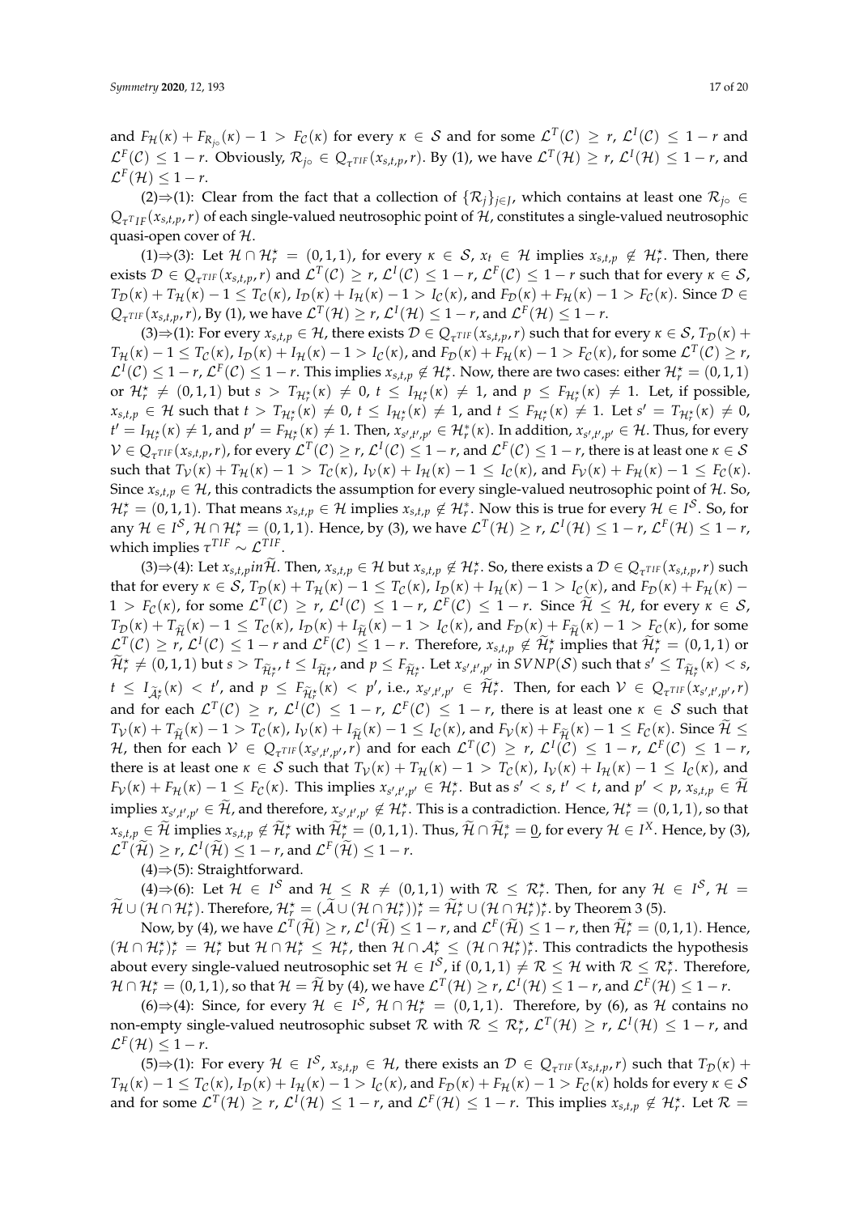and $F_{\mathcal{H}}(\kappa) + F_{\mathcal{R}_{j\circ}}(\kappa) - 1 > F_{\mathcal{C}}(\kappa)$ for every $\kappa \in \mathcal{S}$ and for some $\mathcal{L}^T(\mathcal{C}) \geq r$, $\mathcal{L}^I(\mathcal{C}) \leq 1-r$ and $\mathcal{L}^F(\mathcal{C}) \leq 1-r$. Obviously, $\mathcal{R}_{j\circ} \in Q_{\tau^{TIF}}(x_{s,t,p}, r)$. By (1), we have $\mathcal{L}^T(\mathcal{H}) \geq r$, $\mathcal{L}^I(\mathcal{H}) \leq 1-r$, and $\mathcal{L}^F(\mathcal{H}) \leq 1-r$.

(2)⇒(1): Clear from the fact that a collection of $\{\mathcal{R}_j\}_{j\in J}$, which contains at least one $\mathcal{R}_{j\circ} \in Q_{\tau^{TIF}}(x_{s,t,p}, r)$ of each single-valued neutrosophic point of $\mathcal{H}$, constitutes a single-valued neutrosophic quasi-open cover of $\mathcal{H}$.

(1)⇒(3): Let $\mathcal{H} \cap \mathcal{H}^\star_r = (0,1,1)$, for every $\kappa \in \mathcal{S}$, $x_t \in \mathcal{H}$ implies $x_{s,t,p} \notin \mathcal{H}^\star_r$. Then, there exists $\mathcal{D} \in Q_{\tau^{TIF}}(x_{s,t,p}, r)$ and $\mathcal{L}^T(\mathcal{C}) \geq r$, $\mathcal{L}^I(\mathcal{C}) \leq 1-r$, $\mathcal{L}^F(\mathcal{C}) \leq 1-r$ such that for every $\kappa \in \mathcal{S}$, $T_{\mathcal{D}}(\kappa) + T_{\mathcal{H}}(\kappa) - 1 \leq T_{\mathcal{C}}(\kappa)$, $I_{\mathcal{D}}(\kappa) + I_{\mathcal{H}}(\kappa) - 1 > I_{\mathcal{C}}(\kappa)$, and $F_{\mathcal{D}}(\kappa) + F_{\mathcal{H}}(\kappa) - 1 > F_{\mathcal{C}}(\kappa)$. Since $\mathcal{D} \in Q_{\tau^{TIF}}(x_{s,t,p}, r)$, By (1), we have $\mathcal{L}^T(\mathcal{H}) \geq r$, $\mathcal{L}^I(\mathcal{H}) \leq 1-r$, and $\mathcal{L}^F(\mathcal{H}) \leq 1-r$.

(3)⇒(1): For every $x_{s,t,p} \in \mathcal{H}$, there exists $\mathcal{D} \in Q_{\tau^{TIF}}(x_{s,t,p}, r)$ such that for every $\kappa \in \mathcal{S}$, $T_{\mathcal{D}}(\kappa) + T_{\mathcal{H}}(\kappa) - 1 \leq T_{\mathcal{C}}(\kappa)$, $I_{\mathcal{D}}(\kappa) + I_{\mathcal{H}}(\kappa) - 1 > I_{\mathcal{C}}(\kappa)$, and $F_{\mathcal{D}}(\kappa) + F_{\mathcal{H}}(\kappa) - 1 > F_{\mathcal{C}}(\kappa)$, for some $\mathcal{L}^T(\mathcal{C}) \geq r$, $\mathcal{L}^I(\mathcal{C}) \leq 1-r$, $\mathcal{L}^F(\mathcal{C}) \leq 1-r$. This implies $x_{s,t,p} \notin \mathcal{H}^\star_r$. Now, there are two cases: either $\mathcal{H}^\star_r = (0,1,1)$ or $\mathcal{H}^\star_r \neq (0,1,1)$ but $s > T_{\mathcal{H}^\star_r}(\kappa) \neq 0$, $t \leq I_{\mathcal{H}^\star_r}(\kappa) \neq 1$, and $p \leq F_{\mathcal{H}^\star_r}(\kappa) \neq 1$. Let, if possible, $x_{s,t,p} \in \mathcal{H}$ such that $t > T_{\mathcal{H}^\star_r}(\kappa) \neq 0$, $t \leq I_{\mathcal{H}^\star_r}(\kappa) \neq 1$, and $t \leq F_{\mathcal{H}^\star_r}(\kappa) \neq 1$. Let $s' = T_{\mathcal{H}^\star_r}(\kappa) \neq 0$, $t' = I_{\mathcal{H}^\star_r}(\kappa) \neq 1$, and $p' = F_{\mathcal{H}^\star_r}(\kappa) \neq 1$. Then, $x_{s',t',p'} \in \mathcal{H}^*_r(\kappa)$. In addition, $x_{s',t',p'} \in \mathcal{H}$. Thus, for every $\mathcal{V} \in Q_{\tau^{TIF}}(x_{s,t,p}, r)$, for every $\mathcal{L}^T(\mathcal{C}) \geq r$, $\mathcal{L}^I(\mathcal{C}) \leq 1-r$, and $\mathcal{L}^F(\mathcal{C}) \leq 1-r$, there is at least one $\kappa \in \mathcal{S}$ such that $T_{\mathcal{V}}(\kappa) + T_{\mathcal{H}}(\kappa) - 1 > T_{\mathcal{C}}(\kappa)$, $I_{\mathcal{V}}(\kappa) + I_{\mathcal{H}}(\kappa) - 1 \leq I_{\mathcal{C}}(\kappa)$, and $F_{\mathcal{V}}(\kappa) + F_{\mathcal{H}}(\kappa) - 1 \leq F_{\mathcal{C}}(\kappa)$. Since $x_{s,t,p} \in \mathcal{H}$, this contradicts the assumption for every single-valued neutrosophic point of $\mathcal{H}$. So, $\mathcal{H}^\star_r = (0,1,1)$. That means $x_{s,t,p} \in \mathcal{H}$ implies $x_{s,t,p} \notin \mathcal{H}^\star_r$. Now this is true for every $\mathcal{H} \in I^{\mathcal{S}}$. So, for any $\mathcal{H} \in I^{\mathcal{S}}$, $\mathcal{H} \cap \mathcal{H}^\star_r = (0,1,1)$. Hence, by (3), we have $\mathcal{L}^T(\mathcal{H}) \geq r$, $\mathcal{L}^I(\mathcal{H}) \leq 1-r$, $\mathcal{L}^F(\mathcal{H}) \leq 1-r$, which implies $\tau^{TIF} \sim \mathcal{L}^{TIF}$.

(3)⇒(4): Let $x_{s,t,p} in \widetilde{\mathcal{H}}$. Then, $x_{s,t,p} \in \mathcal{H}$ but $x_{s,t,p} \notin \mathcal{H}^\star_r$. So, there exists a $\mathcal{D} \in Q_{\tau^{TIF}}(x_{s,t,p}, r)$ such that for every $\kappa \in \mathcal{S}$, $T_{\mathcal{D}}(\kappa) + T_{\mathcal{H}}(\kappa) - 1 \leq T_{\mathcal{C}}(\kappa)$, $I_{\mathcal{D}}(\kappa) + I_{\mathcal{H}}(\kappa) - 1 > I_{\mathcal{C}}(\kappa)$, and $F_{\mathcal{D}}(\kappa) + F_{\mathcal{H}}(\kappa) - 1 > F_{\mathcal{C}}(\kappa)$, for some $\mathcal{L}^T(\mathcal{C}) \geq r$, $\mathcal{L}^I(\mathcal{C}) \leq 1-r$, $\mathcal{L}^F(\mathcal{C}) \leq 1-r$. Since $\widetilde{\mathcal{H}} \leq \mathcal{H}$, for every $\kappa \in \mathcal{S}$, $T_{\mathcal{D}}(\kappa) + T_{\widetilde{\mathcal{H}}}(\kappa) - 1 \leq T_{\mathcal{C}}(\kappa)$, $I_{\mathcal{D}}(\kappa) + I_{\widetilde{\mathcal{H}}}(\kappa) - 1 > I_{\mathcal{C}}(\kappa)$, and $F_{\mathcal{D}}(\kappa) + F_{\widetilde{\mathcal{H}}}(\kappa) - 1 > F_{\mathcal{C}}(\kappa)$, for some $\mathcal{L}^T(\mathcal{C}) \geq r$, $\mathcal{L}^I(\mathcal{C}) \leq 1-r$ and $\mathcal{L}^F(\mathcal{C}) \leq 1-r$. Therefore, $x_{s,t,p} \notin \widetilde{\mathcal{H}}^\star_r$ implies that $\widetilde{\mathcal{H}}^\star_r = (0,1,1)$ or $\widetilde{\mathcal{H}}^\star_r \neq (0,1,1)$ but $s > T_{\widetilde{\mathcal{H}}^\star_r}$, $t \leq I_{\widetilde{\mathcal{H}}^\star_r}$, and $p \leq F_{\widetilde{\mathcal{H}}^\star_r}$. Let $x_{s',t',p'}$ in $SVNP(\mathcal{S})$ such that $s' \leq T_{\widetilde{\mathcal{H}}^\star_r}(\kappa) < s$, $t \leq I_{\widetilde{\mathcal{A}}^\star_r}(\kappa) < t'$, and $p \leq F_{\widetilde{\mathcal{H}}^\star_r}(\kappa) < p'$, i.e., $x_{s',t',p'} \in \widetilde{\mathcal{H}}^\star_r$. Then, for each $\mathcal{V} \in Q_{\tau^{TIF}}(x_{s',t',p'}, r)$ and for each $\mathcal{L}^T(\mathcal{C}) \geq r$, $\mathcal{L}^I(\mathcal{C}) \leq 1-r$, $\mathcal{L}^F(\mathcal{C}) \leq 1-r$, there is at least one $\kappa \in \mathcal{S}$ such that $T_{\mathcal{V}}(\kappa) + T_{\widetilde{\mathcal{H}}}(\kappa) - 1 > T_{\mathcal{C}}(\kappa)$, $I_{\mathcal{V}}(\kappa) + I_{\widetilde{\mathcal{H}}}(\kappa) - 1 \leq I_{\mathcal{C}}(\kappa)$, and $F_{\mathcal{V}}(\kappa) + F_{\widetilde{\mathcal{H}}}(\kappa) - 1 \leq F_{\mathcal{C}}(\kappa)$. Since $\widetilde{\mathcal{H}} \leq \mathcal{H}$, then for each $\mathcal{V} \in Q_{\tau^{TIF}}(x_{s',t',p'}, r)$ and for each $\mathcal{L}^T(\mathcal{C}) \geq r$, $\mathcal{L}^I(\mathcal{C}) \leq 1-r$, $\mathcal{L}^F(\mathcal{C}) \leq 1-r$, there is at least one $\kappa \in \mathcal{S}$ such that $T_{\mathcal{V}}(\kappa) + T_{\mathcal{H}}(\kappa) - 1 > T_{\mathcal{C}}(\kappa)$, $I_{\mathcal{V}}(\kappa) + I_{\mathcal{H}}(\kappa) - 1 \leq I_{\mathcal{C}}(\kappa)$, and $F_{\mathcal{V}}(\kappa) + F_{\mathcal{H}}(\kappa) - 1 \leq F_{\mathcal{C}}(\kappa)$. This implies $x_{s',t',p'} \in \mathcal{H}^\star_r$. But as $s' < s$, $t' < t$, and $p' < p$, $x_{s,t,p} \in \widetilde{\mathcal{H}}$ implies $x_{s',t',p'} \in \widetilde{\mathcal{H}}$, and therefore, $x_{s',t',p'} \notin \mathcal{H}^\star_r$. This is a contradiction. Hence, $\mathcal{H}^\star_r = (0,1,1)$, so that $x_{s,t,p} \in \widetilde{\mathcal{H}}$ implies $x_{s,t,p} \notin \widetilde{\mathcal{H}}^\star_r$ with $\widetilde{\mathcal{H}}^\star_r = (0,1,1)$. Thus, $\widetilde{\mathcal{H}} \cap \widetilde{\mathcal{H}}^*_r = \underline{0}$, for every $\mathcal{H} \in I^X$. Hence, by (3), $\mathcal{L}^T(\widetilde{\mathcal{H}}) \geq r$, $\mathcal{L}^I(\widetilde{\mathcal{H}}) \leq 1-r$, and $\mathcal{L}^F(\widetilde{\mathcal{H}}) \leq 1-r$.

(4)⇒(5): Straightforward.

(4)⇒(6): Let $\mathcal{H} \in I^{\mathcal{S}}$ and $\mathcal{H} \leq R \neq (0,1,1)$ with $\mathcal{R} \leq \mathcal{R}^\star_r$. Then, for any $\mathcal{H} \in I^{\mathcal{S}}$, $\mathcal{H} = \widetilde{\mathcal{H}} \cup (\mathcal{H} \cap \mathcal{H}^\star_r)$. Therefore, $\mathcal{H}^\star_r = (\widetilde{\mathcal{A}} \cup (\mathcal{H} \cap \mathcal{H}^\star_r))^\star_r = \widetilde{\mathcal{H}}^\star_r \cup (\mathcal{H} \cap \mathcal{H}^\star_r)^\star_r$. by Theorem 3 (5).

Now, by (4), we have $\mathcal{L}^T(\widetilde{\mathcal{H}}) \geq r$, $\mathcal{L}^I(\widetilde{\mathcal{H}}) \leq 1-r$, and $\mathcal{L}^F(\widetilde{\mathcal{H}}) \leq 1-r$, then $\widetilde{\mathcal{H}}^\star_r = (0,1,1)$. Hence, $(\mathcal{H} \cap \mathcal{H}^\star_r)^\star_r = \mathcal{H}^\star_r$ but $\mathcal{H} \cap \mathcal{H}^\star_r \leq \mathcal{H}^\star_r$, then $\mathcal{H} \cap \mathcal{A}^\star_r \leq (\mathcal{H} \cap \mathcal{H}^\star_r)^\star_r$. This contradicts the hypothesis about every single-valued neutrosophic set $\mathcal{H} \in I^{\mathcal{S}}$, if $(0,1,1) \neq \mathcal{R} \leq \mathcal{H}$ with $\mathcal{R} \leq \mathcal{R}^\star_r$. Therefore, $\mathcal{H} \cap \mathcal{H}^\star_r = (0,1,1)$, so that $\mathcal{H} = \widetilde{\mathcal{H}}$ by (4), we have $\mathcal{L}^T(\mathcal{H}) \geq r$, $\mathcal{L}^I(\mathcal{H}) \leq 1-r$, and $\mathcal{L}^F(\mathcal{H}) \leq 1-r$.

(6)⇒(4): Since, for every $\mathcal{H} \in I^{\mathcal{S}}$, $\mathcal{H} \cap \mathcal{H}^\star_r = (0,1,1)$. Therefore, by (6), as $\mathcal{H}$ contains no non-empty single-valued neutrosophic subset $\mathcal{R}$ with $\mathcal{R} \leq \mathcal{R}^\star_r$, $\mathcal{L}^T(\mathcal{H}) \geq r$, $\mathcal{L}^I(\mathcal{H}) \leq 1-r$, and $\mathcal{L}^F(\mathcal{H}) \leq 1-r$.

(5)⇒(1): For every $\mathcal{H} \in I^{\mathcal{S}}$, $x_{s,t,p} \in \mathcal{H}$, there exists an $\mathcal{D} \in Q_{\tau^{TIF}}(x_{s,t,p}, r)$ such that $T_{\mathcal{D}}(\kappa) + T_{\mathcal{H}}(\kappa) - 1 \leq T_{\mathcal{C}}(\kappa)$, $I_{\mathcal{D}}(\kappa) + I_{\mathcal{H}}(\kappa) - 1 > I_{\mathcal{C}}(\kappa)$, and $F_{\mathcal{D}}(\kappa) + F_{\mathcal{H}}(\kappa) - 1 > F_{\mathcal{C}}(\kappa)$ holds for every $\kappa \in \mathcal{S}$ and for some $\mathcal{L}^T(\mathcal{H}) \geq r$, $\mathcal{L}^I(\mathcal{H}) \leq 1-r$, and $\mathcal{L}^F(\mathcal{H}) \leq 1-r$. This implies $x_{s,t,p} \notin \mathcal{H}^\star_r$. Let $\mathcal{R} =$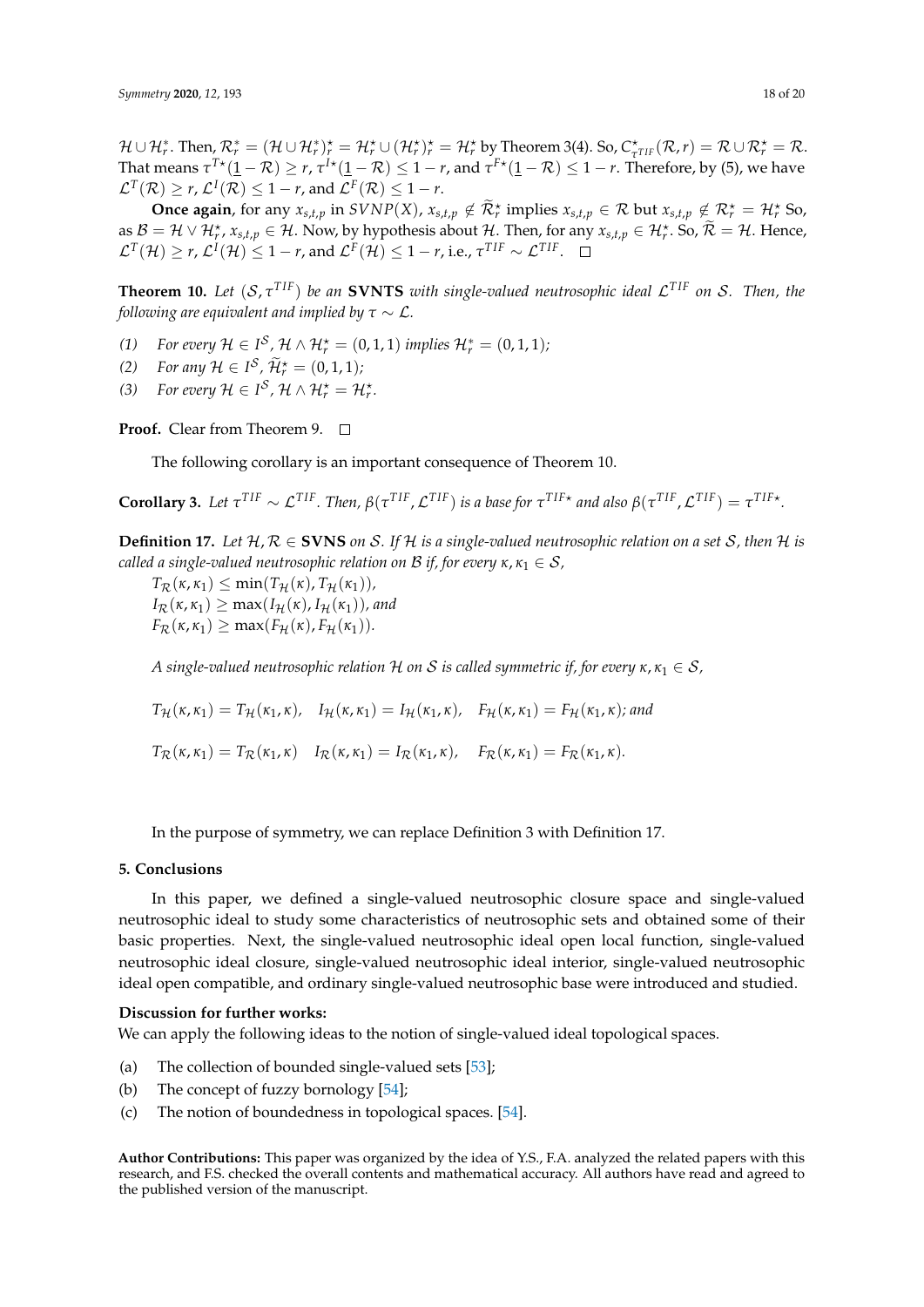$\mathcal{H} \cup \mathcal{H}_r^*$. Then, $\mathcal{R}_r^* = (\mathcal{H} \cup \mathcal{H}_r^*)_r^\star = \mathcal{H}_r^\star \cup (\mathcal{H}_r^\star)_r^\star = \mathcal{H}_r^\star$ by Theorem 3(4). So, $C_{\tau^{TIF}}^\star(\mathcal{R}, r) = \mathcal{R} \cup \mathcal{R}_r^\star = \mathcal{R}$. That means $\tau^{T\star}(\underline{1} - \mathcal{R}) \geq r$, $\tau^{I\star}(\underline{1} - \mathcal{R}) \leq 1 - r$, and $\tau^{F\star}(\underline{1} - \mathcal{R}) \leq 1 - r$. Therefore, by (5), we have $\mathcal{L}^T(\mathcal{R}) \geq r$, $\mathcal{L}^I(\mathcal{R}) \leq 1 - r$, and $\mathcal{L}^F(\mathcal{R}) \leq 1 - r$.

**Once again**, for any $x_{s,t,p}$ in $SVNP(X)$, $x_{s,t,p} \notin \widetilde{\mathcal{R}}_r^\star$ implies $x_{s,t,p} \in \mathcal{R}$ but $x_{s,t,p} \notin \mathcal{R}_r^\star = \mathcal{H}_r^\star$ So, as $\mathcal{B} = \mathcal{H} \vee \mathcal{H}_r^\star$, $x_{s,t,p} \in \mathcal{H}$. Now, by hypothesis about $\mathcal{H}$. Then, for any $x_{s,t,p} \in \mathcal{H}_r^\star$. So, $\widetilde{\mathcal{R}} = \mathcal{H}$. Hence, $\mathcal{L}^T(\mathcal{H}) \geq r$, $\mathcal{L}^I(\mathcal{H}) \leq 1 - r$, and $\mathcal{L}^F(\mathcal{H}) \leq 1 - r$, i.e., $\tau^{TIF} \sim \mathcal{L}^{TIF}$. □

**Theorem 10.** *Let $(\mathcal{S}, \tau^{TIF})$ be an* **SVNTS** *with single-valued neutrosophic ideal $\mathcal{L}^{TIF}$ on $\mathcal{S}$. Then, the following are equivalent and implied by $\tau \sim \mathcal{L}$.*

*(1) For every $\mathcal{H} \in I^{\mathcal{S}}$, $\mathcal{H} \wedge \mathcal{H}_r^\star = (0, 1, 1)$ implies $\mathcal{H}_r^* = (0, 1, 1)$;*

*(2) For any $\mathcal{H} \in I^{\mathcal{S}}$, $\widetilde{\mathcal{H}}_r^\star = (0, 1, 1)$;*

*(3) For every $\mathcal{H} \in I^{\mathcal{S}}$, $\mathcal{H} \wedge \mathcal{H}_r^\star = \mathcal{H}_r^\star$.*

**Proof.** Clear from Theorem 9. □

The following corollary is an important consequence of Theorem 10.

**Corollary 3.** *Let $\tau^{TIF} \sim \mathcal{L}^{TIF}$. Then, $\beta(\tau^{TIF}, \mathcal{L}^{TIF})$ is a base for $\tau^{TIF\star}$ and also $\beta(\tau^{TIF}, \mathcal{L}^{TIF}) = \tau^{TIF\star}$.*

**Definition 17.** *Let $\mathcal{H}, \mathcal{R} \in$* **SVNS** *on $\mathcal{S}$. If $\mathcal{H}$ is a single-valued neutrosophic relation on a set $\mathcal{S}$, then $\mathcal{H}$ is called a single-valued neutrosophic relation on $\mathcal{B}$ if, for every $\kappa, \kappa_1 \in \mathcal{S}$,*

$T_{\mathcal{R}}(\kappa, \kappa_1) \leq \min(T_{\mathcal{H}}(\kappa), T_{\mathcal{H}}(\kappa_1))$,
$I_{\mathcal{R}}(\kappa, \kappa_1) \geq \max(I_{\mathcal{H}}(\kappa), I_{\mathcal{H}}(\kappa_1))$, *and*
$F_{\mathcal{R}}(\kappa, \kappa_1) \geq \max(F_{\mathcal{H}}(\kappa), F_{\mathcal{H}}(\kappa_1))$.

*A single-valued neutrosophic relation $\mathcal{H}$ on $\mathcal{S}$ is called symmetric if, for every $\kappa, \kappa_1 \in \mathcal{S}$,*

$T_{\mathcal{H}}(\kappa, \kappa_1) = T_{\mathcal{H}}(\kappa_1, \kappa)$, $\quad I_{\mathcal{H}}(\kappa, \kappa_1) = I_{\mathcal{H}}(\kappa_1, \kappa)$, $\quad F_{\mathcal{H}}(\kappa, \kappa_1) = F_{\mathcal{H}}(\kappa_1, \kappa)$; *and*

$T_{\mathcal{R}}(\kappa, \kappa_1) = T_{\mathcal{R}}(\kappa_1, \kappa)$ $\quad I_{\mathcal{R}}(\kappa, \kappa_1) = I_{\mathcal{R}}(\kappa_1, \kappa)$, $\quad F_{\mathcal{R}}(\kappa, \kappa_1) = F_{\mathcal{R}}(\kappa_1, \kappa)$.

In the purpose of symmetry, we can replace Definition 3 with Definition 17.

## 5. Conclusions

In this paper, we defined a single-valued neutrosophic closure space and single-valued neutrosophic ideal to study some characteristics of neutrosophic sets and obtained some of their basic properties. Next, the single-valued neutrosophic ideal open local function, single-valued neutrosophic ideal closure, single-valued neutrosophic ideal interior, single-valued neutrosophic ideal open compatible, and ordinary single-valued neutrosophic base were introduced and studied.

**Discussion for further works:**

We can apply the following ideas to the notion of single-valued ideal topological spaces.

(a) The collection of bounded single-valued sets [53];
(b) The concept of fuzzy bornology [54];
(c) The notion of boundedness in topological spaces. [54].

**Author Contributions:** This paper was organized by the idea of Y.S., F.A. analyzed the related papers with this research, and F.S. checked the overall contents and mathematical accuracy. All authors have read and agreed to the published version of the manuscript.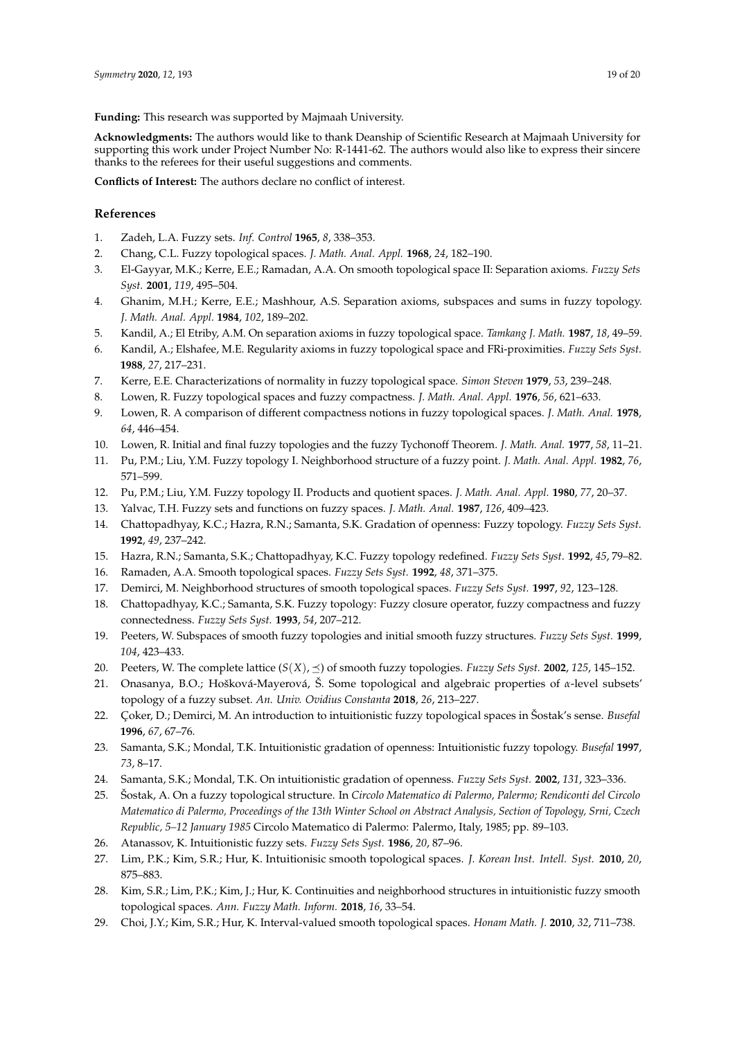**Funding:** This research was supported by Majmaah University.

**Acknowledgments:** The authors would like to thank Deanship of Scientific Research at Majmaah University for supporting this work under Project Number No: R-1441-62. The authors would also like to express their sincere thanks to the referees for their useful suggestions and comments.

**Conflicts of Interest:** The authors declare no conflict of interest.

## References

1. Zadeh, L.A. Fuzzy sets. *Inf. Control* **1965**, *8*, 338–353.
2. Chang, C.L. Fuzzy topological spaces. *J. Math. Anal. Appl.* **1968**, *24*, 182–190.
3. El-Gayyar, M.K.; Kerre, E.E.; Ramadan, A.A. On smooth topological space II: Separation axioms. *Fuzzy Sets Syst.* **2001**, *119*, 495–504.
4. Ghanim, M.H.; Kerre, E.E.; Mashhour, A.S. Separation axioms, subspaces and sums in fuzzy topology. *J. Math. Anal. Appl.* **1984**, *102*, 189–202.
5. Kandil, A.; El Etriby, A.M. On separation axioms in fuzzy topological space. *Tamkang J. Math.* **1987**, *18*, 49–59.
6. Kandil, A.; Elshafee, M.E. Regularity axioms in fuzzy topological space and FRi-proximities. *Fuzzy Sets Syst.* **1988**, *27*, 217–231.
7. Kerre, E.E. Characterizations of normality in fuzzy topological space. *Simon Steven* **1979**, *53*, 239–248.
8. Lowen, R. Fuzzy topological spaces and fuzzy compactness. *J. Math. Anal. Appl.* **1976**, *56*, 621–633.
9. Lowen, R. A comparison of different compactness notions in fuzzy topological spaces. *J. Math. Anal.* **1978**, *64*, 446–454.
10. Lowen, R. Initial and final fuzzy topologies and the fuzzy Tychonoff Theorem. *J. Math. Anal.* **1977**, *58*, 11–21.
11. Pu, P.M.; Liu, Y.M. Fuzzy topology I. Neighborhood structure of a fuzzy point. *J. Math. Anal. Appl.* **1982**, *76*, 571–599.
12. Pu, P.M.; Liu, Y.M. Fuzzy topology II. Products and quotient spaces. *J. Math. Anal. Appl.* **1980**, *77*, 20–37.
13. Yalvac, T.H. Fuzzy sets and functions on fuzzy spaces. *J. Math. Anal.* **1987**, *126*, 409–423.
14. Chattopadhyay, K.C.; Hazra, R.N.; Samanta, S.K. Gradation of openness: Fuzzy topology. *Fuzzy Sets Syst.* **1992**, *49*, 237–242.
15. Hazra, R.N.; Samanta, S.K.; Chattopadhyay, K.C. Fuzzy topology redefined. *Fuzzy Sets Syst.* **1992**, *45*, 79–82.
16. Ramaden, A.A. Smooth topological spaces. *Fuzzy Sets Syst.* **1992**, *48*, 371–375.
17. Demirci, M. Neighborhood structures of smooth topological spaces. *Fuzzy Sets Syst.* **1997**, *92*, 123–128.
18. Chattopadhyay, K.C.; Samanta, S.K. Fuzzy topology: Fuzzy closure operator, fuzzy compactness and fuzzy connectedness. *Fuzzy Sets Syst.* **1993**, *54*, 207–212.
19. Peeters, W. Subspaces of smooth fuzzy topologies and initial smooth fuzzy structures. *Fuzzy Sets Syst.* **1999**, *104*, 423–433.
20. Peeters, W. The complete lattice $(S(X), \preceq)$ of smooth fuzzy topologies. *Fuzzy Sets Syst.* **2002**, *125*, 145–152.
21. Onasanya, B.O.; Hošková-Mayerová, Š. Some topological and algebraic properties of $\alpha$-level subsets' topology of a fuzzy subset. *An. Univ. Ovidius Constanta* **2018**, *26*, 213–227.
22. Çoker, D.; Demirci, M. An introduction to intuitionistic fuzzy topological spaces in Šostak's sense. *Busefal* **1996**, *67*, 67–76.
23. Samanta, S.K.; Mondal, T.K. Intuitionistic gradation of openness: Intuitionistic fuzzy topology. *Busefal* **1997**, *73*, 8–17.
24. Samanta, S.K.; Mondal, T.K. On intuitionistic gradation of openness. *Fuzzy Sets Syst.* **2002**, *131*, 323–336.
25. Šostak, A. On a fuzzy topological structure. In *Circolo Matematico di Palermo, Palermo; Rendiconti del Circolo Matematico di Palermo, Proceedings of the 13th Winter School on Abstract Analysis, Section of Topology, Srni, Czech Republic, 5–12 January 1985* Circolo Matematico di Palermo: Palermo, Italy, 1985; pp. 89–103.
26. Atanassov, K. Intuitionistic fuzzy sets. *Fuzzy Sets Syst.* **1986**, *20*, 87–96.
27. Lim, P.K.; Kim, S.R.; Hur, K. Intuitionisic smooth topological spaces. *J. Korean Inst. Intell. Syst.* **2010**, *20*, 875–883.
28. Kim, S.R.; Lim, P.K.; Kim, J.; Hur, K. Continuities and neighborhood structures in intuitionistic fuzzy smooth topological spaces. *Ann. Fuzzy Math. Inform.* **2018**, *16*, 33–54.
29. Choi, J.Y.; Kim, S.R.; Hur, K. Interval-valued smooth topological spaces. *Honam Math. J.* **2010**, *32*, 711–738.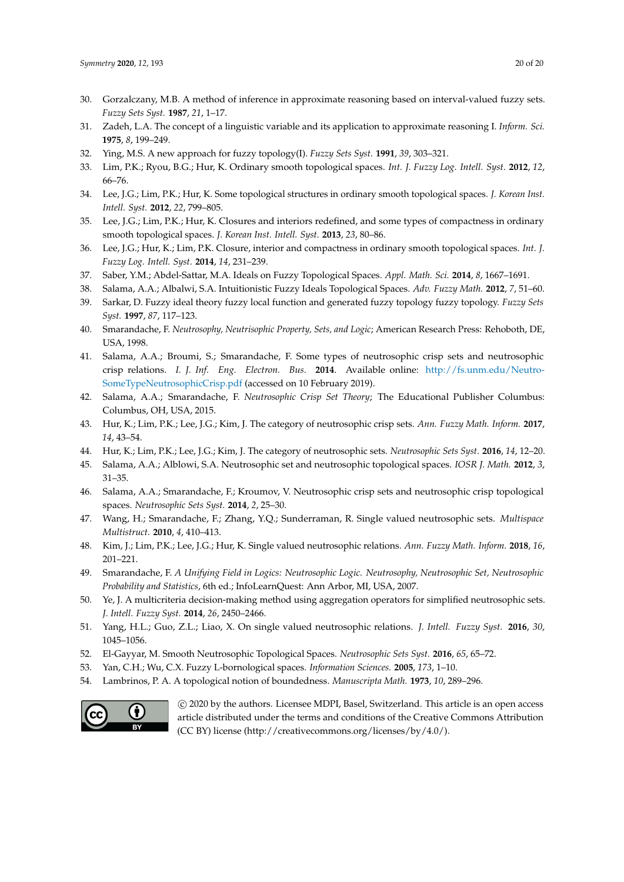30. Gorzalczany, M.B. A method of inference in approximate reasoning based on interval-valued fuzzy sets. *Fuzzy Sets Syst.* **1987**, *21*, 1–17.
31. Zadeh, L.A. The concept of a linguistic variable and its application to approximate reasoning I. *Inform. Sci.* **1975**, *8*, 199–249.
32. Ying, M.S. A new approach for fuzzy topology(I). *Fuzzy Sets Syst.* **1991**, *39*, 303–321.
33. Lim, P.K.; Ryou, B.G.; Hur, K. Ordinary smooth topological spaces. *Int. J. Fuzzy Log. Intell. Syst.* **2012**, *12*, 66–76.
34. Lee, J.G.; Lim, P.K.; Hur, K. Some topological structures in ordinary smooth topological spaces. *J. Korean Inst. Intell. Syst.* **2012**, *22*, 799–805.
35. Lee, J.G.; Lim, P.K.; Hur, K. Closures and interiors redefined, and some types of compactness in ordinary smooth topological spaces. *J. Korean Inst. Intell. Syst.* **2013**, *23*, 80–86.
36. Lee, J.G.; Hur, K.; Lim, P.K. Closure, interior and compactness in ordinary smooth topological spaces. *Int. J. Fuzzy Log. Intell. Syst.* **2014**, *14*, 231–239.
37. Saber, Y.M.; Abdel-Sattar, M.A. Ideals on Fuzzy Topological Spaces. *Appl. Math. Sci.* **2014**, *8*, 1667–1691.
38. Salama, A.A.; Albalwi, S.A. Intuitionistic Fuzzy Ideals Topological Spaces. *Adv. Fuzzy Math.* **2012**, *7*, 51–60.
39. Sarkar, D. Fuzzy ideal theory fuzzy local function and generated fuzzy topology fuzzy topology. *Fuzzy Sets Syst.* **1997**, *87*, 117–123.
40. Smarandache, F. *Neutrosophy, Neutrisophic Property, Sets, and Logic*; American Research Press: Rehoboth, DE, USA, 1998.
41. Salama, A.A.; Broumi, S.; Smarandache, F. Some types of neutrosophic crisp sets and neutrosophic crisp relations. *I. J. Inf. Eng. Electron. Bus.* **2014**. Available online: http://fs.unm.edu/Neutro-SomeTypeNeutrosophicCrisp.pdf (accessed on 10 February 2019).
42. Salama, A.A.; Smarandache, F. *Neutrosophic Crisp Set Theory*; The Educational Publisher Columbus: Columbus, OH, USA, 2015.
43. Hur, K.; Lim, P.K.; Lee, J.G.; Kim, J. The category of neutrosophic crisp sets. *Ann. Fuzzy Math. Inform.* **2017**, *14*, 43–54.
44. Hur, K.; Lim, P.K.; Lee, J.G.; Kim, J. The category of neutrosophic sets. *Neutrosophic Sets Syst.* **2016**, *14*, 12–20.
45. Salama, A.A.; Alblowi, S.A. Neutrosophic set and neutrosophic topological spaces. *IOSR J. Math.* **2012**, *3*, 31–35.
46. Salama, A.A.; Smarandache, F.; Kroumov, V. Neutrosophic crisp sets and neutrosophic crisp topological spaces. *Neutrosophic Sets Syst.* **2014**, *2*, 25–30.
47. Wang, H.; Smarandache, F.; Zhang, Y.Q.; Sunderraman, R. Single valued neutrosophic sets. *Multispace Multistruct.* **2010**, *4*, 410–413.
48. Kim, J.; Lim, P.K.; Lee, J.G.; Hur, K. Single valued neutrosophic relations. *Ann. Fuzzy Math. Inform.* **2018**, *16*, 201–221.
49. Smarandache, F. *A Unifying Field in Logics: Neutrosophic Logic. Neutrosophy, Neutrosophic Set, Neutrosophic Probability and Statistics*, 6th ed.; InfoLearnQuest: Ann Arbor, MI, USA, 2007.
50. Ye, J. A multicriteria decision-making method using aggregation operators for simplified neutrosophic sets. *J. Intell. Fuzzy Syst.* **2014**, *26*, 2450–2466.
51. Yang, H.L.; Guo, Z.L.; Liao, X. On single valued neutrosophic relations. *J. Intell. Fuzzy Syst.* **2016**, *30*, 1045–1056.
52. El-Gayyar, M. Smooth Neutrosophic Topological Spaces. *Neutrosophic Sets Syst.* **2016**, *65*, 65–72.
53. Yan, C.H.; Wu, C.X. Fuzzy L-bornological spaces. *Information Sciences.* **2005**, *173*, 1–10.
54. Lambrinos, P. A. A topological notion of boundedness. *Manuscripta Math.* **1973**, *10*, 289–296.

© 2020 by the authors. Licensee MDPI, Basel, Switzerland. This article is an open access article distributed under the terms and conditions of the Creative Commons Attribution (CC BY) license (http://creativecommons.org/licenses/by/4.0/).